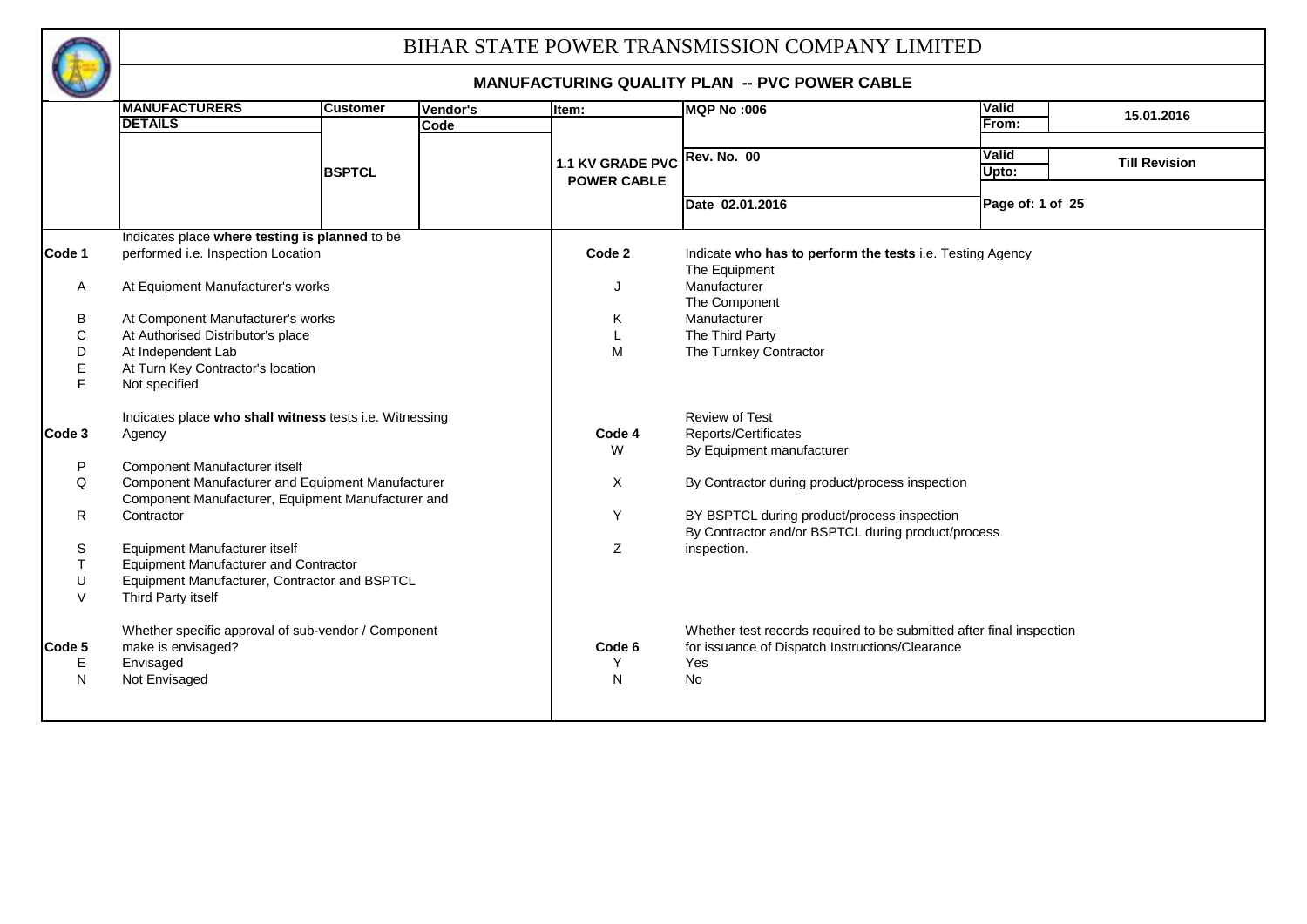# BIHAR STATE POWER TRANSMISSION COMPANY LIMITED

## MANUFACTURING QUALITY PLAN -- PVC POWER CABLE

| MANUFACTURERS DETAILS | Customer | Vendor's Code | Item: | MQP No :006 | Valid From: | 15.01.2016 |
|---|---|---|---|---|---|---|
| | BSPTCL | | 1.1 KV GRADE PVC POWER CABLE | Rev. No. 00 | Valid Upto: | Till Revision |
| | | | | Date 02.01.2016 | Page of: 1 of 25 | |

| | | | |
|---|---|---|---|
| **Code 1** | Indicates place **where testing is planned** to be performed i.e. Inspection Location | **Code 2** | Indicate **who has to perform the tests** i.e. Testing Agency |
| A | At Equipment Manufacturer's works | J | The Equipment Manufacturer |
| B | At Component Manufacturer's works | K | The Component Manufacturer |
| C | At Authorised Distributor's place | L | The Third Party |
| D | At Independent Lab | M | The Turnkey Contractor |
| E | At Turn Key Contractor's location | | |
| F | Not specified | | |
| **Code 3** | Indicates place **who shall witness** tests i.e. Witnessing Agency | **Code 4** | Review of Test Reports/Certificates |
| P | Component Manufacturer itself | W | By Equipment manufacturer |
| Q | Component Manufacturer and Equipment Manufacturer | X | By Contractor during product/process inspection |
| R | Component Manufacturer, Equipment Manufacturer and Contractor | Y | BY BSPTCL during product/process inspection |
| S | Equipment Manufacturer itself | Z | By Contractor and/or BSPTCL during product/process inspection. |
| T | Equipment Manufacturer and Contractor | | |
| U | Equipment Manufacturer, Contractor and BSPTCL | | |
| V | Third Party itself | | |
| **Code 5** | Whether specific approval of sub-vendor / Component make is envisaged? | **Code 6** | Whether test records required to be submitted after final inspection for issuance of Dispatch Instructions/Clearance |
| E | Envisaged | Y | Yes |
| N | Not Envisaged | N | No |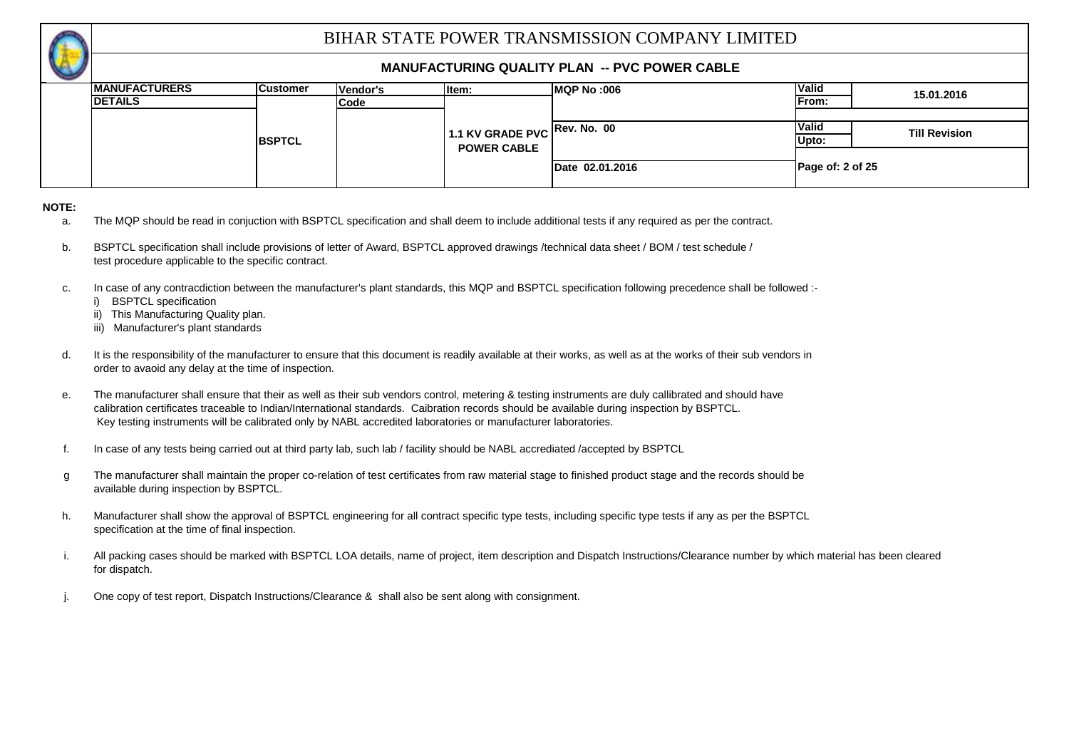# BIHAR STATE POWER TRANSMISSION COMPANY LIMITED

## MANUFACTURING QUALITY PLAN -- PVC POWER CABLE

| MANUFACTURERS DETAILS | Customer | Vendor's Code | Item: | MQP No :006 | Valid From: | 15.01.2016 |
|---|---|---|---|---|---|---|
| | BSPTCL | | 1.1 KV GRADE PVC POWER CABLE | Rev. No. 00 | Valid Upto: | Till Revision |
| | | | | Date 02.01.2016 | | |

**NOTE:**

a. The MQP should be read in conjuction with BSPTCL specification and shall deem to include additional tests if any required as per the contract.

b. BSPTCL specification shall include provisions of letter of Award, BSPTCL approved drawings /technical data sheet / BOM / test schedule / test procedure applicable to the specific contract.

c. In case of any contracdiction between the manufacturer's plant standards, this MQP and BSPTCL specification following precedence shall be followed :-
   i) BSPTCL specification
   ii) This Manufacturing Quality plan.
   iii) Manufacturer's plant standards

d. It is the responsibility of the manufacturer to ensure that this document is readily available at their works, as well as at the works of their sub vendors in order to avaoid any delay at the time of inspection.

e. The manufacturer shall ensure that their as well as their sub vendors control, metering & testing instruments are duly callibrated and should have calibration certificates traceable to Indian/International standards. Caibration records should be available during inspection by BSPTCL. Key testing instruments will be calibrated only by NABL accredited laboratories or manufacturer laboratories.

f. In case of any tests being carried out at third party lab, such lab / facility should be NABL accrediated /accepted by BSPTCL

g The manufacturer shall maintain the proper co-relation of test certificates from raw material stage to finished product stage and the records should be available during inspection by BSPTCL.

h. Manufacturer shall show the approval of BSPTCL engineering for all contract specific type tests, including specific type tests if any as per the BSPTCL specification at the time of final inspection.

i. All packing cases should be marked with BSPTCL LOA details, name of project, item description and Dispatch Instructions/Clearance number by which material has been cleared for dispatch.

j. One copy of test report, Dispatch Instructions/Clearance & shall also be sent along with consignment.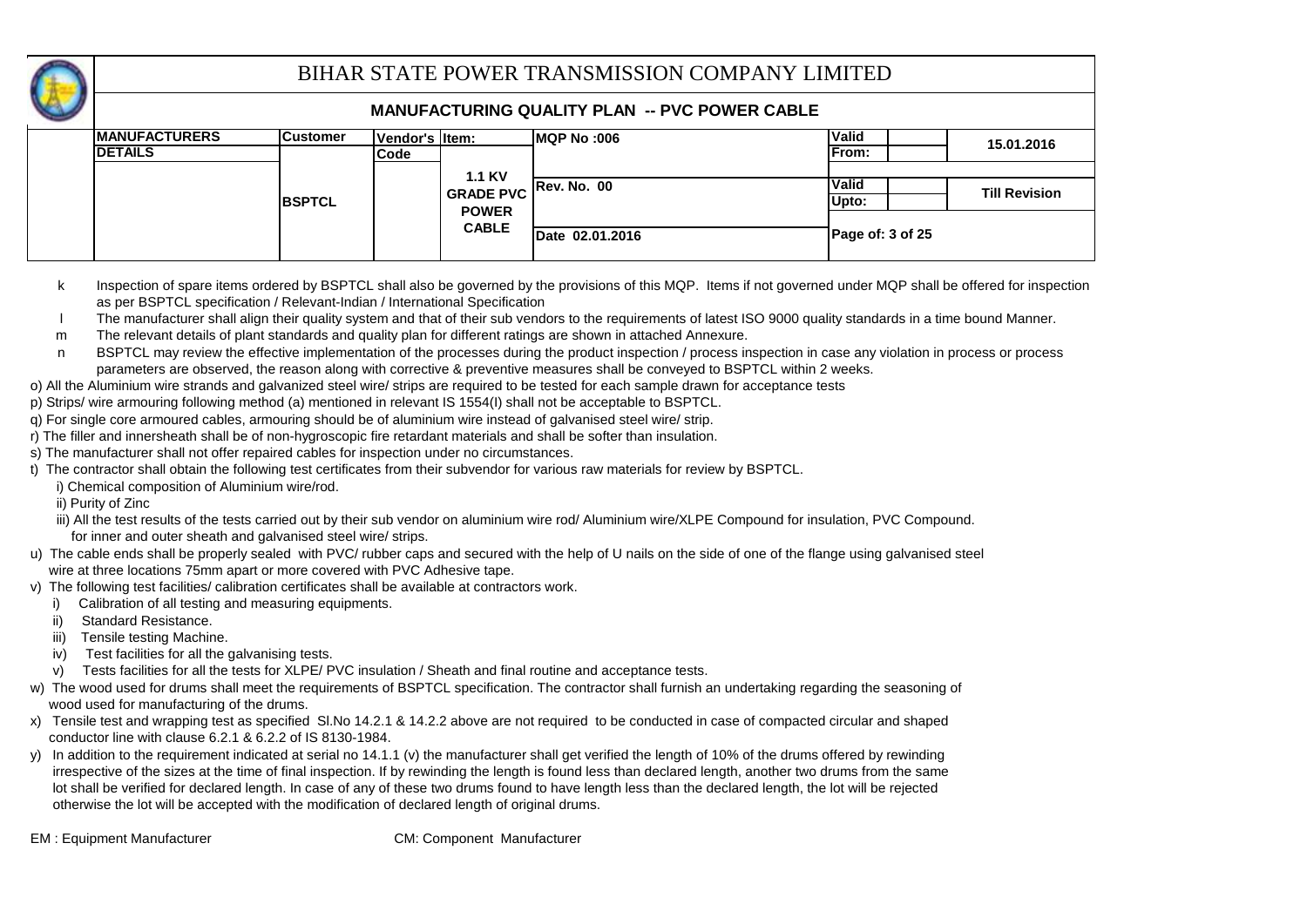# BIHAR STATE POWER TRANSMISSION COMPANY LIMITED

## MANUFACTURING QUALITY PLAN -- PVC POWER CABLE

| MANUFACTURERS DETAILS | Customer | Vendor's Code | Item: | MQP No :006 | Valid From: | 15.01.2016 |
|---|---|---|---|---|---|---|
| | BSPTCL | | 1.1 KV GRADE PVC POWER CABLE | Rev. No. 00 | Valid Upto: | Till Revision |
| | | | | Date 02.01.2016 | Page of: 3 of 25 | |

k Inspection of spare items ordered by BSPTCL shall also be governed by the provisions of this MQP. Items if not governed under MQP shall be offered for inspection as per BSPTCL specification / Relevant-Indian / International Specification

l The manufacturer shall align their quality system and that of their sub vendors to the requirements of latest ISO 9000 quality standards in a time bound Manner.

m The relevant details of plant standards and quality plan for different ratings are shown in attached Annexure.

n BSPTCL may review the effective implementation of the processes during the product inspection / process inspection in case any violation in process or process parameters are observed, the reason along with corrective & preventive measures shall be conveyed to BSPTCL within 2 weeks.

o) All the Aluminium wire strands and galvanized steel wire/ strips are required to be tested for each sample drawn for acceptance tests

p) Strips/ wire armouring following method (a) mentioned in relevant IS 1554(I) shall not be acceptable to BSPTCL.

q) For single core armoured cables, armouring should be of aluminium wire instead of galvanised steel wire/ strip.

r) The filler and innersheath shall be of non-hygroscopic fire retardant materials and shall be softer than insulation.

s) The manufacturer shall not offer repaired cables for inspection under no circumstances.

t) The contractor shall obtain the following test certificates from their subvendor for various raw materials for review by BSPTCL.

i) Chemical composition of Aluminium wire/rod.

ii) Purity of Zinc

iii) All the test results of the tests carried out by their sub vendor on aluminium wire rod/ Aluminium wire/XLPE Compound for insulation, PVC Compound. for inner and outer sheath and galvanised steel wire/ strips.

u) The cable ends shall be properly sealed with PVC/ rubber caps and secured with the help of U nails on the side of one of the flange using galvanised steel wire at three locations 75mm apart or more covered with PVC Adhesive tape.

v) The following test facilities/ calibration certificates shall be available at contractors work.

i) Calibration of all testing and measuring equipments.

ii) Standard Resistance.

iii) Tensile testing Machine.

iv) Test facilities for all the galvanising tests.

v) Tests facilities for all the tests for XLPE/ PVC insulation / Sheath and final routine and acceptance tests.

w) The wood used for drums shall meet the requirements of BSPTCL specification. The contractor shall furnish an undertaking regarding the seasoning of wood used for manufacturing of the drums.

x) Tensile test and wrapping test as specified Sl.No 14.2.1 & 14.2.2 above are not required to be conducted in case of compacted circular and shaped conductor line with clause 6.2.1 & 6.2.2 of IS 8130-1984.

y) In addition to the requirement indicated at serial no 14.1.1 (v) the manufacturer shall get verified the length of 10% of the drums offered by rewinding irrespective of the sizes at the time of final inspection. If by rewinding the length is found less than declared length, another two drums from the same lot shall be verified for declared length. In case of any of these two drums found to have length less than the declared length, the lot will be rejected otherwise the lot will be accepted with the modification of declared length of original drums.

EM : Equipment Manufacturer CM: Component Manufacturer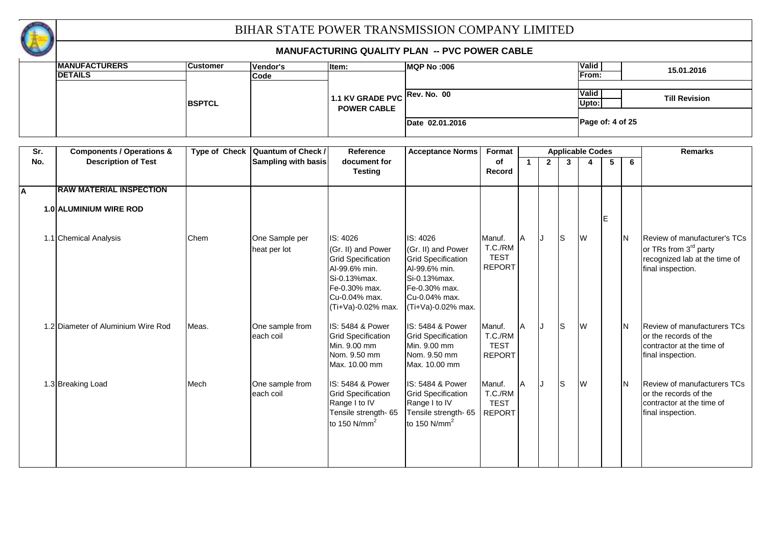# BIHAR STATE POWER TRANSMISSION COMPANY LIMITED

## MANUFACTURING QUALITY PLAN -- PVC POWER CABLE

| MANUFACTURERS DETAILS | Customer | Vendor's Code | Item: | MQP No :006 | Valid From: | 15.01.2016 |
|---|---|---|---|---|---|---|
| | BSPTCL | | 1.1 KV GRADE PVC POWER CABLE | Rev. No. 00 | Valid Upto: | Till Revision |
| | | | | Date 02.01.2016 | Page of: 4 of 25 | |

| Sr. No. | Components / Operations & Description of Test | Type of Check | Quantum of Check / Sampling with basis | Reference document for Testing | Acceptance Norms | Format of Record | 1 | 2 | 3 | 4 | 5 | 6 | Remarks |
|---|---|---|---|---|---|---|---|---|---|---|---|---|---|
| A | **RAW MATERIAL INSPECTION** | | | | | | | | | | | | |
| 1.0 | **ALUMINIUM WIRE ROD** | | | | | | | | | | E | | |
| 1.1 | Chemical Analysis | Chem | One Sample per heat per lot | IS: 4026 (Gr. II) and Power Grid Specification Al-99.6% min. Si-0.13%max. Fe-0.30% max. Cu-0.04% max. (Ti+Va)-0.02% max. | IS: 4026 (Gr. II) and Power Grid Specification Al-99.6% min. Si-0.13%max. Fe-0.30% max. Cu-0.04% max. (Ti+Va)-0.02% max. | Manuf. T.C./RM TEST REPORT | A | J | S | W | | N | Review of manufacturer's TCs or TRs from 3rd party recognized lab at the time of final inspection. |
| 1.2 | Diameter of Aluminium Wire Rod | Meas. | One sample from each coil | IS: 5484 & Power Grid Specification Min. 9.00 mm Nom. 9.50 mm Max. 10.00 mm | IS: 5484 & Power Grid Specification Min. 9.00 mm Nom. 9.50 mm Max. 10.00 mm | Manuf. T.C./RM TEST REPORT | A | J | S | W | | N | Review of manufacturers TCs or the records of the contractor at the time of final inspection. |
| 1.3 | Breaking Load | Mech | One sample from each coil | IS: 5484 & Power Grid Specification Range I to IV Tensile strength- 65 to 150 $N/mm^2$ | IS: 5484 & Power Grid Specification Range I to IV Tensile strength- 65 to 150 $N/mm^2$ | Manuf. T.C./RM TEST REPORT | A | J | S | W | | N | Review of manufacturers TCs or the records of the contractor at the time of final inspection. |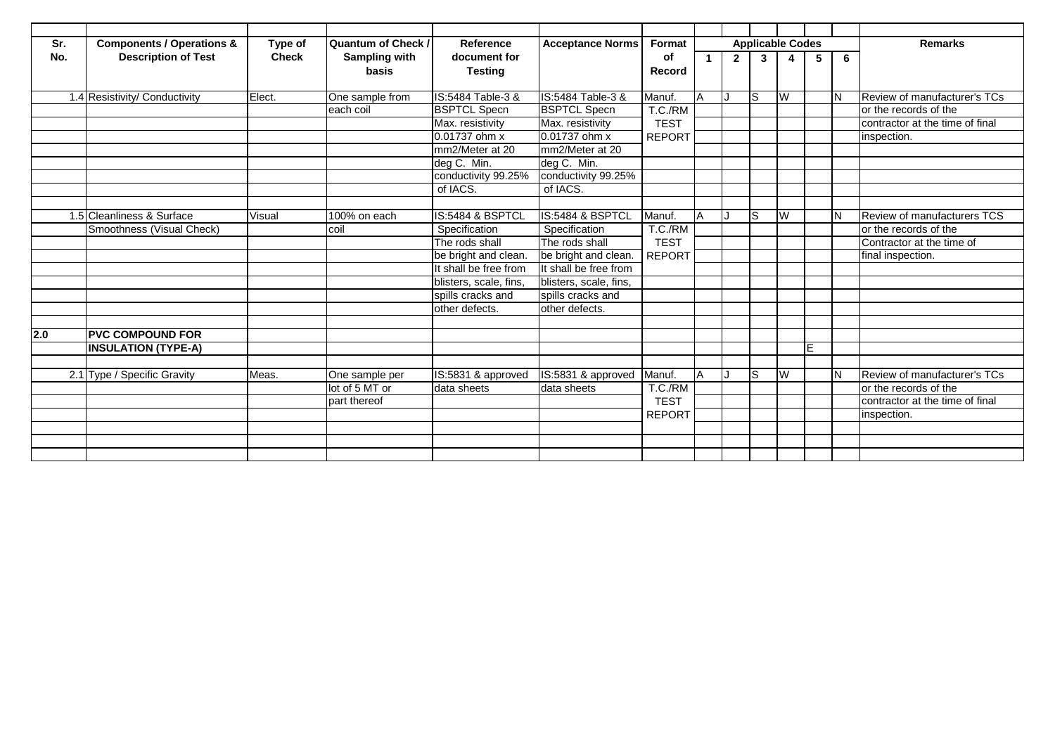| Sr. No. | Components / Operations & Description of Test | Type of Check | Quantum of Check / Sampling with basis | Reference document for Testing | Acceptance Norms | Format of Record | Applicable Codes | | | | | | Remarks |
|---|---|---|---|---|---|---|---|---|---|---|---|---|---|
| | | | | | | | 1 | 2 | 3 | 4 | 5 | 6 | |
| 1.4 | Resistivity/ Conductivity | Elect. | One sample from each coil | IS:5484 Table-3 & BSPTCL Specn Max. resistivity 0.01737 ohm x mm2/Meter at 20 deg C. Min. conductivity 99.25% of IACS. | IS:5484 Table-3 & BSPTCL Specn Max. resistivity 0.01737 ohm x mm2/Meter at 20 deg C. Min. conductivity 99.25% of IACS. | Manuf. T.C./RM TEST REPORT | A | J | S | W | | N | Review of manufacturer's TCs or the records of the contractor at the time of final inspection. |
| 1.5 | Cleanliness & Surface Smoothness (Visual Check) | Visual | 100% on each coil | IS:5484 & BSPTCL Specification The rods shall be bright and clean. It shall be free from blisters, scale, fins, spills cracks and other defects. | IS:5484 & BSPTCL Specification The rods shall be bright and clean. It shall be free from blisters, scale, fins, spills cracks and other defects. | Manuf. T.C./RM TEST REPORT | A | J | S | W | | N | Review of manufacturers TCS or the records of the Contractor at the time of final inspection. |
| **2.0** | **PVC COMPOUND FOR INSULATION (TYPE-A)** | | | | | | | | | | E | | |
| 2.1 | Type / Specific Gravity | Meas. | One sample per lot of 5 MT or part thereof | IS:5831 & approved data sheets | IS:5831 & approved data sheets | Manuf. T.C./RM TEST REPORT | A | J | S | W | | N | Review of manufacturer's TCs or the records of the contractor at the time of final inspection. |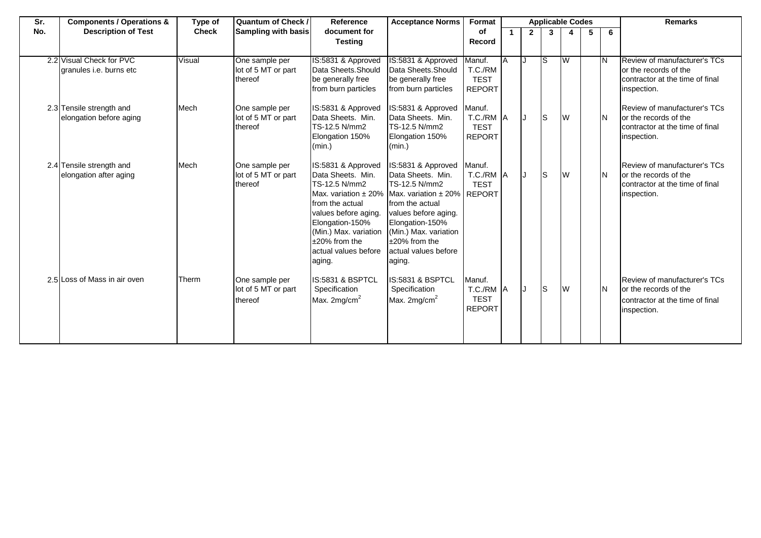| Sr. No. | Components / Operations & Description of Test | Type of Check | Quantum of Check / Sampling with basis | Reference document for Testing | Acceptance Norms | Format of Record | Applicable Codes | | | | | | Remarks |
|---|---|---|---|---|---|---|---|---|---|---|---|---|---|
| | | | | | | | 1 | 2 | 3 | 4 | 5 | 6 | |
| 2.2 | Visual Check for PVC granules i.e. burns etc | Visual | One sample per lot of 5 MT or part thereof | IS:5831 & Approved Data Sheets.Should be generally free from burn particles | IS:5831 & Approved Data Sheets.Should be generally free from burn particles | Manuf. T.C./RM TEST REPORT | A | J | S | W | | N | Review of manufacturer's TCs or the records of the contractor at the time of final inspection. |
| 2.3 | Tensile strength and elongation before aging | Mech | One sample per lot of 5 MT or part thereof | IS:5831 & Approved Data Sheets. Min. TS-12.5 N/mm2 Elongation 150% (min.) | IS:5831 & Approved Data Sheets. Min. TS-12.5 N/mm2 Elongation 150% (min.) | Manuf. T.C./RM TEST REPORT | A | J | S | W | | N | Review of manufacturer's TCs or the records of the contractor at the time of final inspection. |
| 2.4 | Tensile strength and elongation after aging | Mech | One sample per lot of 5 MT or part thereof | IS:5831 & Approved Data Sheets. Min. TS-12.5 N/mm2 Max. variation ± 20% from the actual values before aging. Elongation-150% (Min.) Max. variation ±20% from the actual values before aging. | IS:5831 & Approved Data Sheets. Min. TS-12.5 N/mm2 Max. variation ± 20% from the actual values before aging. Elongation-150% (Min.) Max. variation ±20% from the actual values before aging. | Manuf. T.C./RM TEST REPORT | A | J | S | W | | N | Review of manufacturer's TCs or the records of the contractor at the time of final inspection. |
| 2.5 | Loss of Mass in air oven | Therm | One sample per lot of 5 MT or part thereof | IS:5831 & BSPTCL Specification Max. 2mg/cm$^2$ | IS:5831 & BSPTCL Specification Max. 2mg/cm$^2$ | Manuf. T.C./RM TEST REPORT | A | J | S | W | | N | Review of manufacturer's TCs or the records of the contractor at the time of final inspection. |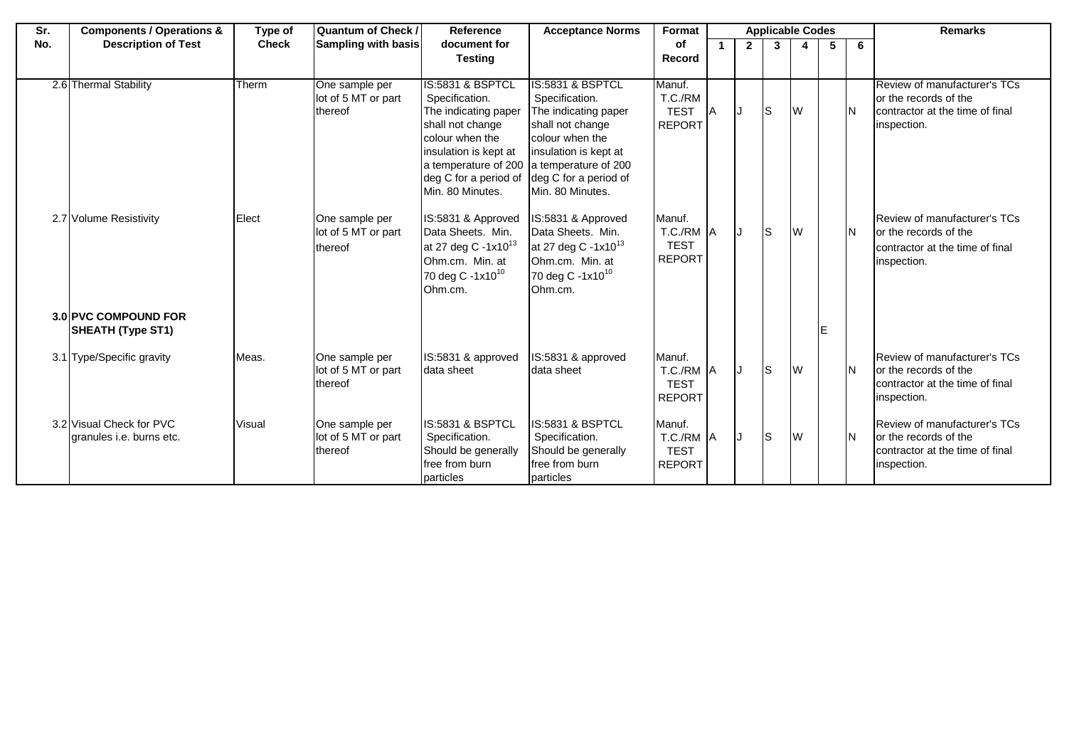| Sr. No. | Components / Operations & Description of Test | Type of Check | Quantum of Check / Sampling with basis | Reference document for Testing | Acceptance Norms | Format of Record | Applicable Codes | | | | | | Remarks |
|---|---|---|---|---|---|---|---|---|---|---|---|---|---|
| | | | | | | | 1 | 2 | 3 | 4 | 5 | 6 | |
| 2.6 | Thermal Stability | Therm | One sample per lot of 5 MT or part thereof | IS:5831 & BSPTCL Specification. The indicating paper shall not change colour when the insulation is kept at a temperature of 200 deg C for a period of Min. 80 Minutes. | IS:5831 & BSPTCL Specification. The indicating paper shall not change colour when the insulation is kept at a temperature of 200 deg C for a period of Min. 80 Minutes. | Manuf. T.C./RM TEST REPORT | A | J | S | W | | N | Review of manufacturer's TCs or the records of the contractor at the time of final inspection. |
| 2.7 | Volume Resistivity | Elect | One sample per lot of 5 MT or part thereof | IS:5831 & Approved Data Sheets. Min. at 27 deg C -$1x10^{13}$ Ohm.cm. Min. at 70 deg C -$1x10^{10}$ Ohm.cm. | IS:5831 & Approved Data Sheets. Min. at 27 deg C -$1x10^{13}$ Ohm.cm. Min. at 70 deg C -$1x10^{10}$ Ohm.cm. | Manuf. T.C./RM TEST REPORT | A | J | S | W | | N | Review of manufacturer's TCs or the records of the contractor at the time of final inspection. |
| **3.0** | **PVC COMPOUND FOR SHEATH (Type ST1)** | | | | | | | | | | E | | |
| 3.1 | Type/Specific gravity | Meas. | One sample per lot of 5 MT or part thereof | IS:5831 & approved data sheet | IS:5831 & approved data sheet | Manuf. T.C./RM TEST REPORT | A | J | S | W | | N | Review of manufacturer's TCs or the records of the contractor at the time of final inspection. |
| 3.2 | Visual Check for PVC granules i.e. burns etc. | Visual | One sample per lot of 5 MT or part thereof | IS:5831 & BSPTCL Specification. Should be generally free from burn particles | IS:5831 & BSPTCL Specification. Should be generally free from burn particles | Manuf. T.C./RM TEST REPORT | A | J | S | W | | N | Review of manufacturer's TCs or the records of the contractor at the time of final inspection. |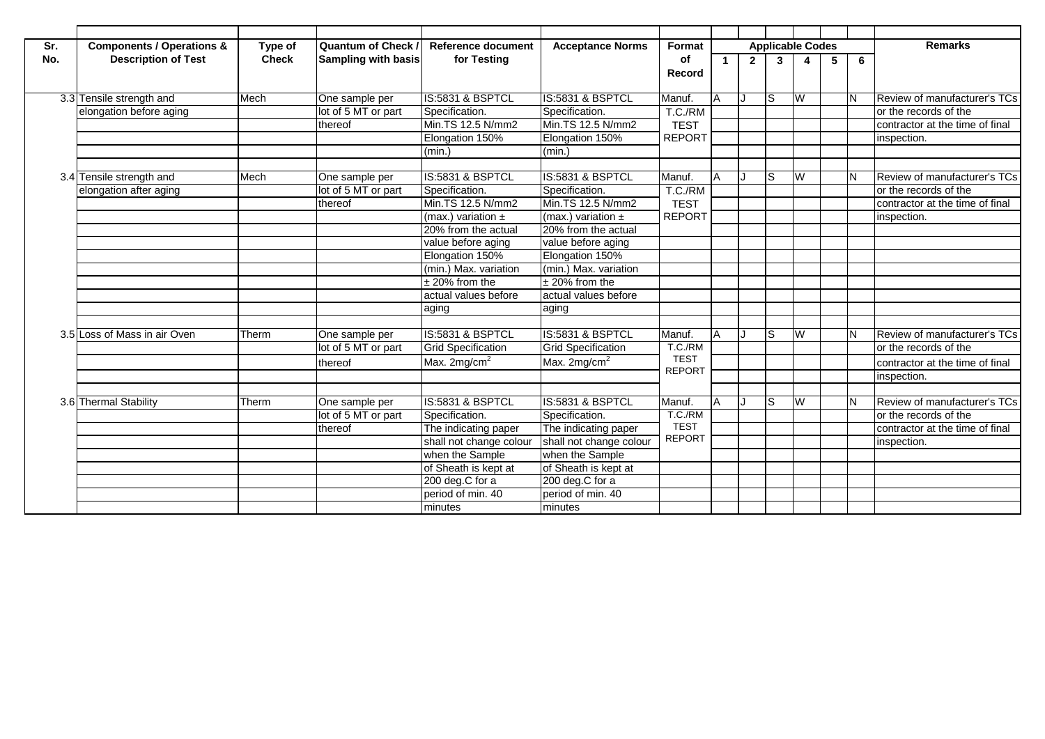| Sr. No. | Components / Operations & Description of Test | Type of Check | Quantum of Check / Sampling with basis | Reference document for Testing | Acceptance Norms | Format of Record | Applicable Codes 1 | 2 | 3 | 4 | 5 | 6 | Remarks |
|---|---|---|---|---|---|---|---|---|---|---|---|---|---|
| 3.3 | Tensile strength and elongation before aging | Mech | One sample per lot of 5 MT or part thereof | IS:5831 & BSPTCL Specification. Min.TS 12.5 N/mm2 Elongation 150% (min.) | IS:5831 & BSPTCL Specification. Min.TS 12.5 N/mm2 Elongation 150% (min.) | Manuf. T.C./RM TEST REPORT | A | J | S | W | | N | Review of manufacturer's TCs or the records of the contractor at the time of final inspection. |
| 3.4 | Tensile strength and elongation after aging | Mech | One sample per lot of 5 MT or part thereof | IS:5831 & BSPTCL Specification. Min.TS 12.5 N/mm2 (max.) variation ± 20% from the actual value before aging Elongation 150% (min.) Max. variation ± 20% from the actual values before aging | IS:5831 & BSPTCL Specification. Min.TS 12.5 N/mm2 (max.) variation ± 20% from the actual value before aging Elongation 150% (min.) Max. variation ± 20% from the actual values before aging | Manuf. T.C./RM TEST REPORT | A | J | S | W | | N | Review of manufacturer's TCs or the records of the contractor at the time of final inspection. |
| 3.5 | Loss of Mass in air Oven | Therm | One sample per lot of 5 MT or part thereof | IS:5831 & BSPTCL Grid Specification Max. 2mg/cm$^2$ | IS:5831 & BSPTCL Grid Specification Max. 2mg/cm$^2$ | Manuf. T.C./RM TEST REPORT | A | J | S | W | | N | Review of manufacturer's TCs or the records of the contractor at the time of final inspection. |
| 3.6 | Thermal Stability | Therm | One sample per lot of 5 MT or part thereof | IS:5831 & BSPTCL Specification. The indicating paper shall not change colour when the Sample of Sheath is kept at 200 deg.C for a period of min. 40 minutes | IS:5831 & BSPTCL Specification. The indicating paper shall not change colour when the Sample of Sheath is kept at 200 deg.C for a period of min. 40 minutes | Manuf. T.C./RM TEST REPORT | A | J | S | W | | N | Review of manufacturer's TCs or the records of the contractor at the time of final inspection. |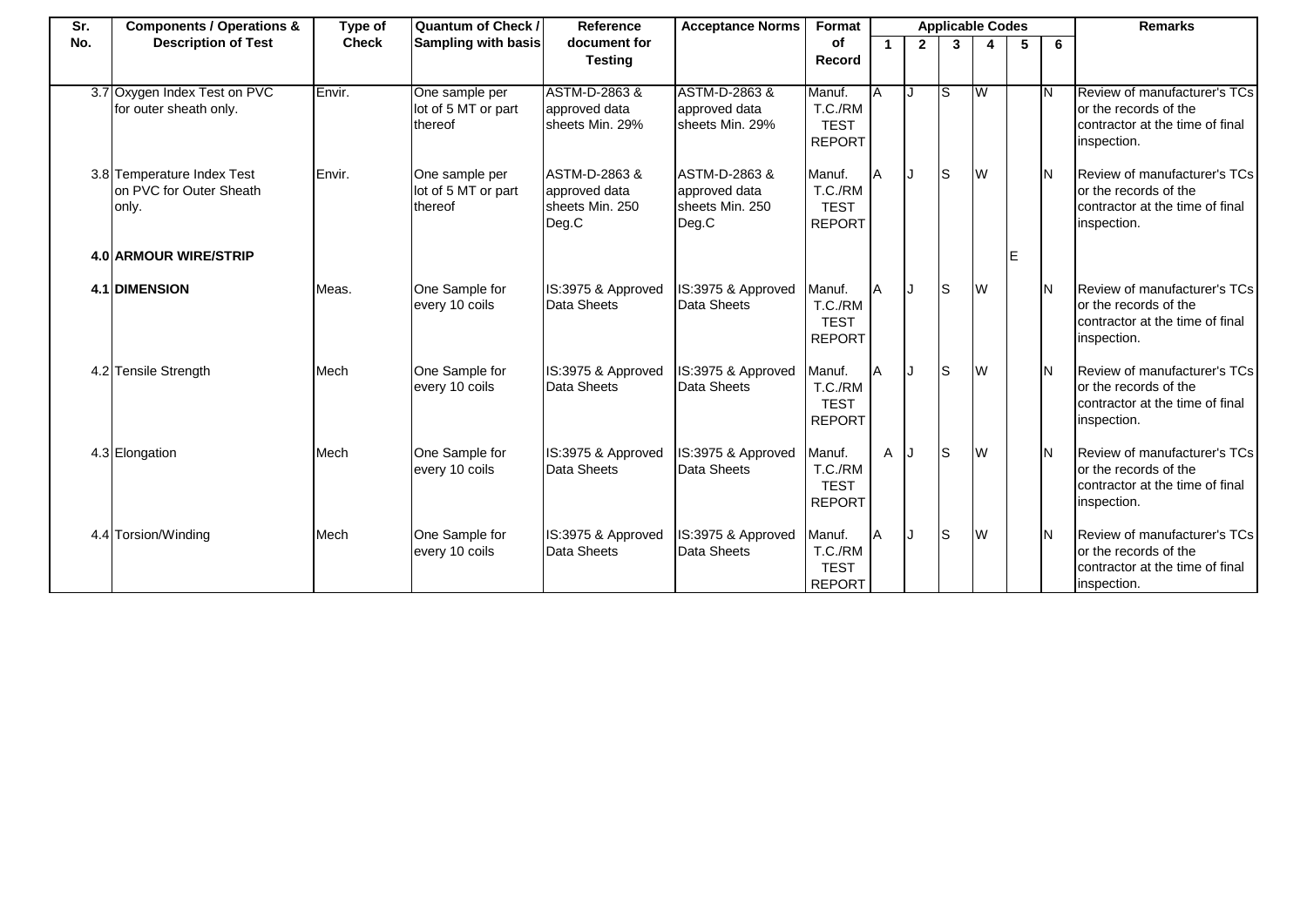| Sr. No. | Components / Operations & Description of Test | Type of Check | Quantum of Check / Sampling with basis | Reference document for Testing | Acceptance Norms | Format of Record | Applicable Codes | | | | | | Remarks |
|---|---|---|---|---|---|---|---|---|---|---|---|---|---|
| | | | | | | | 1 | 2 | 3 | 4 | 5 | 6 | |
| 3.7 | Oxygen Index Test on PVC for outer sheath only. | Envir. | One sample per lot of 5 MT or part thereof | ASTM-D-2863 & approved data sheets Min. 29% | ASTM-D-2863 & approved data sheets Min. 29% | Manuf. T.C./RM TEST REPORT | A | J | S | W | | N | Review of manufacturer's TCs or the records of the contractor at the time of final inspection. |
| 3.8 | Temperature Index Test on PVC for Outer Sheath only. | Envir. | One sample per lot of 5 MT or part thereof | ASTM-D-2863 & approved data sheets Min. 250 Deg.C | ASTM-D-2863 & approved data sheets Min. 250 Deg.C | Manuf. T.C./RM TEST REPORT | A | J | S | W | | N | Review of manufacturer's TCs or the records of the contractor at the time of final inspection. |
| **4.0** | **ARMOUR WIRE/STRIP** | | | | | | | | | | E | | |
| **4.1** | **DIMENSION** | Meas. | One Sample for every 10 coils | IS:3975 & Approved Data Sheets | IS:3975 & Approved Data Sheets | Manuf. T.C./RM TEST REPORT | A | J | S | W | | N | Review of manufacturer's TCs or the records of the contractor at the time of final inspection. |
| 4.2 | Tensile Strength | Mech | One Sample for every 10 coils | IS:3975 & Approved Data Sheets | IS:3975 & Approved Data Sheets | Manuf. T.C./RM TEST REPORT | A | J | S | W | | N | Review of manufacturer's TCs or the records of the contractor at the time of final inspection. |
| 4.3 | Elongation | Mech | One Sample for every 10 coils | IS:3975 & Approved Data Sheets | IS:3975 & Approved Data Sheets | Manuf. T.C./RM TEST REPORT | A | J | S | W | | N | Review of manufacturer's TCs or the records of the contractor at the time of final inspection. |
| 4.4 | Torsion/Winding | Mech | One Sample for every 10 coils | IS:3975 & Approved Data Sheets | IS:3975 & Approved Data Sheets | Manuf. T.C./RM TEST REPORT | A | J | S | W | | N | Review of manufacturer's TCs or the records of the contractor at the time of final inspection. |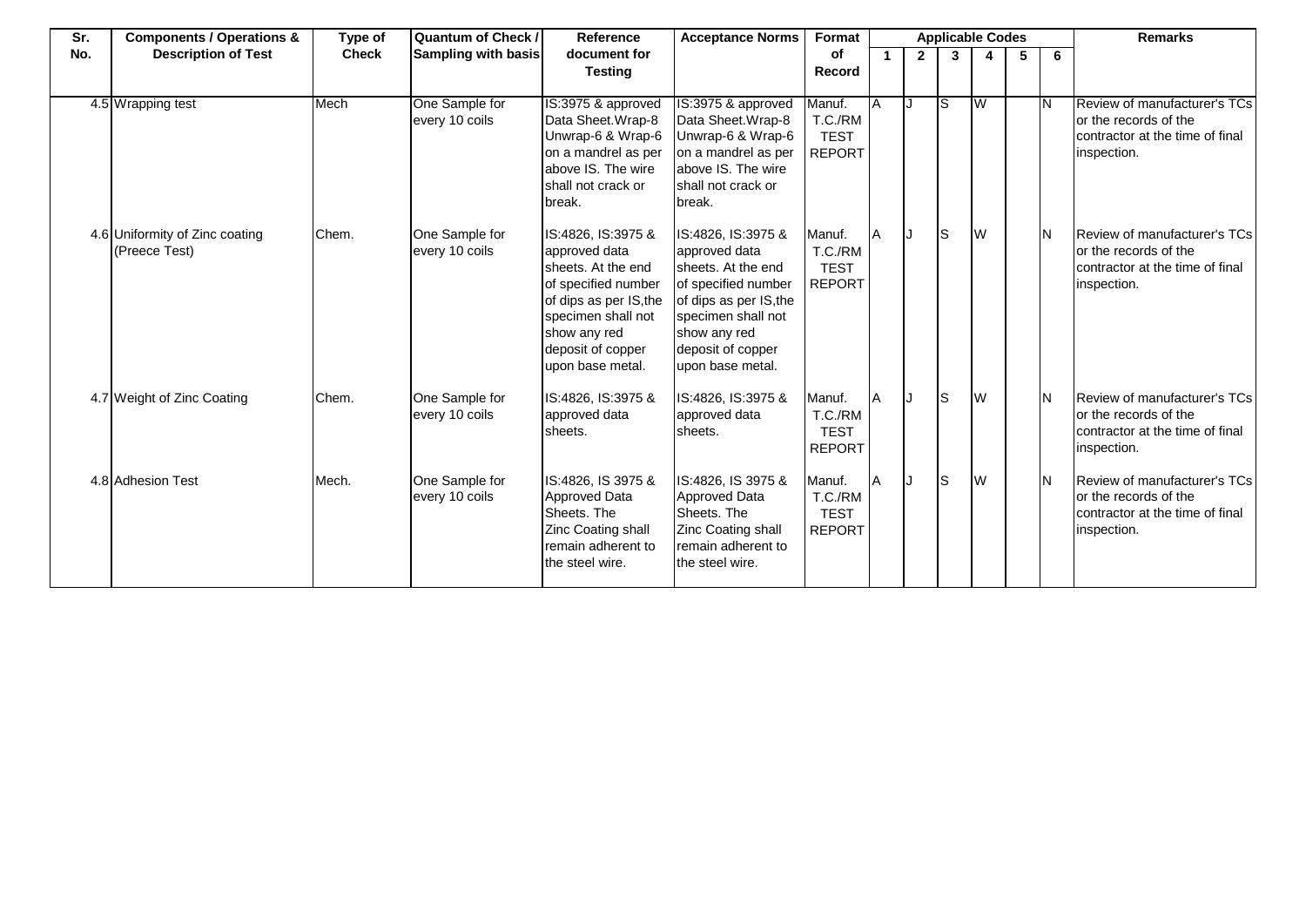| Sr. No. | Components / Operations & Description of Test | Type of Check | Quantum of Check / Sampling with basis | Reference document for Testing | Acceptance Norms | Format of Record | Applicable Codes | | | | | | Remarks |
|---|---|---|---|---|---|---|---|---|---|---|---|---|---|
| | | | | | | | 1 | 2 | 3 | 4 | 5 | 6 | |
| 4.5 | Wrapping test | Mech | One Sample for every 10 coils | IS:3975 & approved Data Sheet.Wrap-8 Unwrap-6 & Wrap-6 on a mandrel as per above IS. The wire shall not crack or break. | IS:3975 & approved Data Sheet.Wrap-8 Unwrap-6 & Wrap-6 on a mandrel as per above IS. The wire shall not crack or break. | Manuf. T.C./RM TEST REPORT | A | J | S | W | | N | Review of manufacturer's TCs or the records of the contractor at the time of final inspection. |
| 4.6 | Uniformity of Zinc coating (Preece Test) | Chem. | One Sample for every 10 coils | IS:4826, IS:3975 & approved data sheets. At the end of specified number of dips as per IS,the specimen shall not show any red deposit of copper upon base metal. | IS:4826, IS:3975 & approved data sheets. At the end of specified number of dips as per IS,the specimen shall not show any red deposit of copper upon base metal. | Manuf. T.C./RM TEST REPORT | A | J | S | W | | N | Review of manufacturer's TCs or the records of the contractor at the time of final inspection. |
| 4.7 | Weight of Zinc Coating | Chem. | One Sample for every 10 coils | IS:4826, IS:3975 & approved data sheets. | IS:4826, IS:3975 & approved data sheets. | Manuf. T.C./RM TEST REPORT | A | J | S | W | | N | Review of manufacturer's TCs or the records of the contractor at the time of final inspection. |
| 4.8 | Adhesion Test | Mech. | One Sample for every 10 coils | IS:4826, IS 3975 & Approved Data Sheets. The Zinc Coating shall remain adherent to the steel wire. | IS:4826, IS 3975 & Approved Data Sheets. The Zinc Coating shall remain adherent to the steel wire. | Manuf. T.C./RM TEST REPORT | A | J | S | W | | N | Review of manufacturer's TCs or the records of the contractor at the time of final inspection. |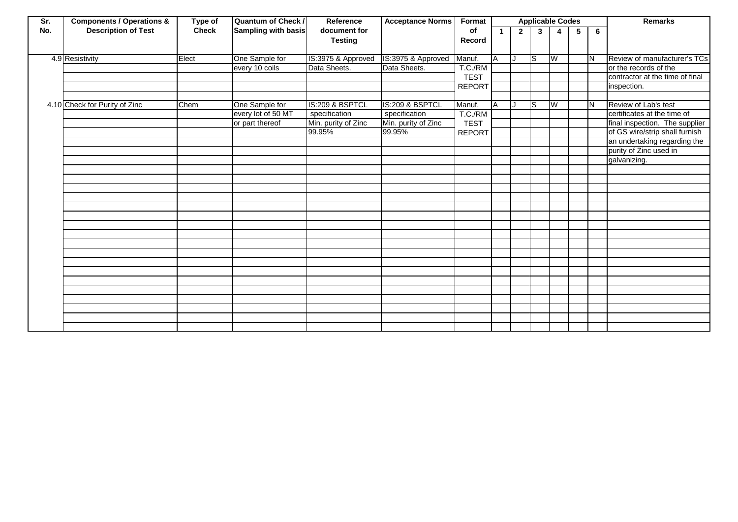| Sr. No. | Components / Operations & Description of Test | Type of Check | Quantum of Check / Sampling with basis | Reference document for Testing | Acceptance Norms | Format of Record | Applicable Codes | | | | | | Remarks |
|---|---|---|---|---|---|---|---|---|---|---|---|---|---|
| | | | | | | | 1 | 2 | 3 | 4 | 5 | 6 | |
| 4.9 | Resistivity | Elect | One Sample for every 10 coils | IS:3975 & Approved Data Sheets. | IS:3975 & Approved Data Sheets. | Manuf. T.C./RM TEST REPORT | A | J | S | W | | N | Review of manufacturer's TCs or the records of the contractor at the time of final inspection. |
| 4.10 | Check for Purity of Zinc | Chem | One Sample for every lot of 50 MT or part thereof | IS:209 & BSPTCL specification Min. purity of Zinc 99.95% | IS:209 & BSPTCL specification Min. purity of Zinc 99.95% | Manuf. T.C./RM TEST REPORT | A | J | S | W | | N | Review of Lab's test certificates at the time of final inspection. The supplier of GS wire/strip shall furnish an undertaking regarding the purity of Zinc used in galvanizing. |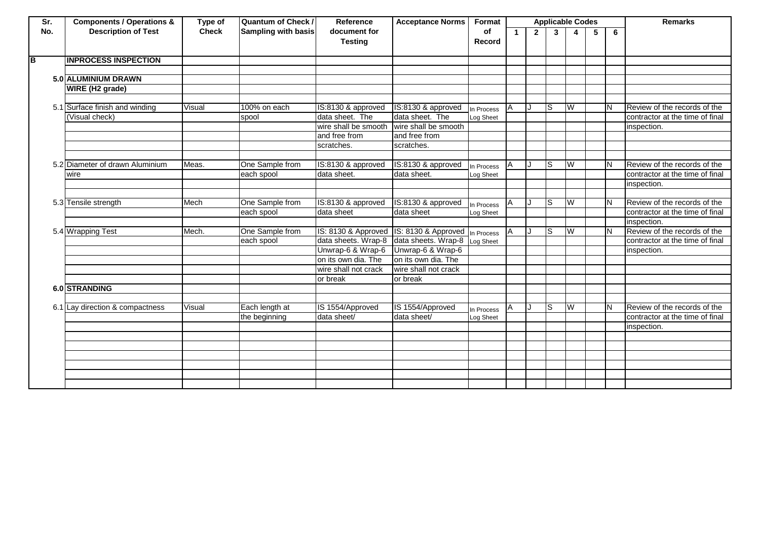| Sr. No. | Components / Operations & Description of Test | Type of Check | Quantum of Check / Sampling with basis | Reference document for Testing | Acceptance Norms | Format of Record | Applicable Codes | | | | | | Remarks |
|---|---|---|---|---|---|---|---|---|---|---|---|---|---|
| | | | | | | | 1 | 2 | 3 | 4 | 5 | 6 | |
| B | INPROCESS INSPECTION | | | | | | | | | | | | |
| 5.0 | ALUMINIUM DRAWN WIRE (H2 grade) | | | | | | | | | | | | |
| 5.1 | Surface finish and winding (Visual check) | Visual | 100% on each spool | IS:8130 & approved data sheet. The wire shall be smooth and free from scratches. | IS:8130 & approved data sheet. The wire shall be smooth and free from scratches. | In Process Log Sheet | A | J | S | W | | N | Review of the records of the contractor at the time of final inspection. |
| 5.2 | Diameter of drawn Aluminium wire | Meas. | One Sample from each spool | IS:8130 & approved data sheet. | IS:8130 & approved data sheet. | In Process Log Sheet | A | J | S | W | | N | Review of the records of the contractor at the time of final inspection. |
| 5.3 | Tensile strength | Mech | One Sample from each spool | IS:8130 & approved data sheet | IS:8130 & approved data sheet | In Process Log Sheet | A | J | S | W | | N | Review of the records of the contractor at the time of final inspection. |
| 5.4 | Wrapping Test | Mech. | One Sample from each spool | IS: 8130 & Approved data sheets. Wrap-8 Unwrap-6 & Wrap-6 on its own dia. The wire shall not crack or break | IS: 8130 & Approved data sheets. Wrap-8 Unwrap-6 & Wrap-6 on its own dia. The wire shall not crack or break | In Process Log Sheet | A | J | S | W | | N | Review of the records of the contractor at the time of final inspection. |
| 6.0 | STRANDING | | | | | | | | | | | | |
| 6.1 | Lay direction & compactness | Visual | Each length at the beginning | IS 1554/Approved data sheet/ | IS 1554/Approved data sheet/ | In Process Log Sheet | A | J | S | W | | N | Review of the records of the contractor at the time of final inspection. |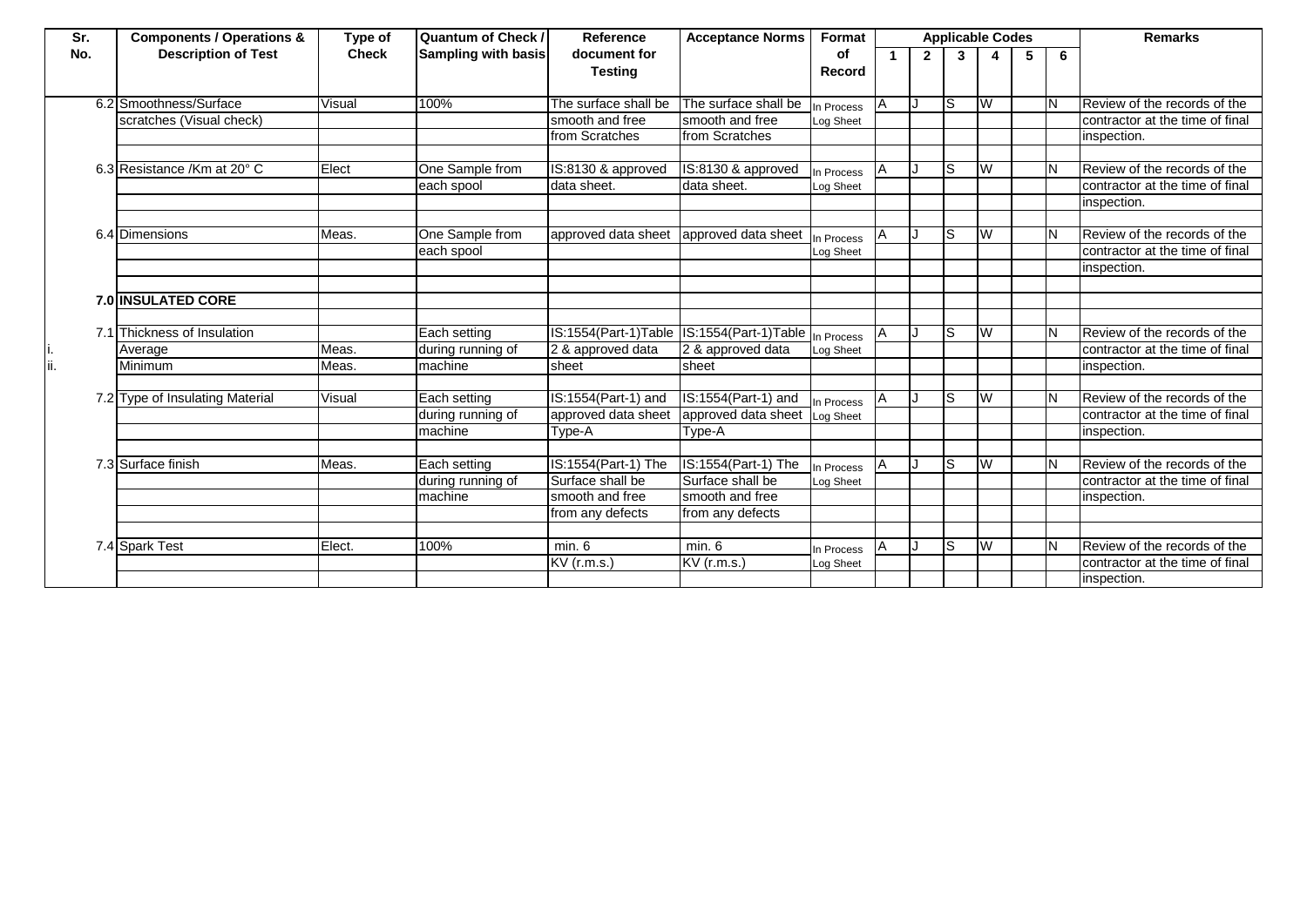| Sr. No. | Components / Operations & Description of Test | Type of Check | Quantum of Check / Sampling with basis | Reference document for Testing | Acceptance Norms | Format of Record | Applicable Codes | | | | | | Remarks |
|---|---|---|---|---|---|---|---|---|---|---|---|---|---|
| | | | | | | | 1 | 2 | 3 | 4 | 5 | 6 | |
| 6.2 | Smoothness/Surface scratches (Visual check) | Visual | 100% | The surface shall be smooth and free from Scratches | The surface shall be smooth and free from Scratches | In Process Log Sheet | A | J | S | W | | N | Review of the records of the contractor at the time of final inspection. |
| 6.3 | Resistance /Km at 20° C | Elect | One Sample from each spool | IS:8130 & approved data sheet. | IS:8130 & approved data sheet. | In Process Log Sheet | A | J | S | W | | N | Review of the records of the contractor at the time of final inspection. |
| 6.4 | Dimensions | Meas. | One Sample from each spool | approved data sheet | approved data sheet | In Process Log Sheet | A | J | S | W | | N | Review of the records of the contractor at the time of final inspection. |
| 7.0 | **INSULATED CORE** | | | | | | | | | | | | |
| 7.1 | Thickness of Insulation | | Each setting during running of machine | IS:1554(Part-1)Table 2 & approved data sheet | IS:1554(Part-1)Table 2 & approved data sheet | In Process Log Sheet | A | J | S | W | | N | Review of the records of the contractor at the time of final inspection. |
| i. | Average | Meas. | | | | | | | | | | | |
| ii. | Minimum | Meas. | | | | | | | | | | | |
| 7.2 | Type of Insulating Material | Visual | Each setting during running of machine | IS:1554(Part-1) and approved data sheet Type-A | IS:1554(Part-1) and approved data sheet Type-A | In Process Log Sheet | A | J | S | W | | N | Review of the records of the contractor at the time of final inspection. |
| 7.3 | Surface finish | Meas. | Each setting during running of machine | IS:1554(Part-1) The Surface shall be smooth and free from any defects | IS:1554(Part-1) The Surface shall be smooth and free from any defects | In Process Log Sheet | A | J | S | W | | N | Review of the records of the contractor at the time of final inspection. |
| 7.4 | Spark Test | Elect. | 100% | min. 6 KV (r.m.s.) | min. 6 KV (r.m.s.) | In Process Log Sheet | A | J | S | W | | N | Review of the records of the contractor at the time of final inspection. |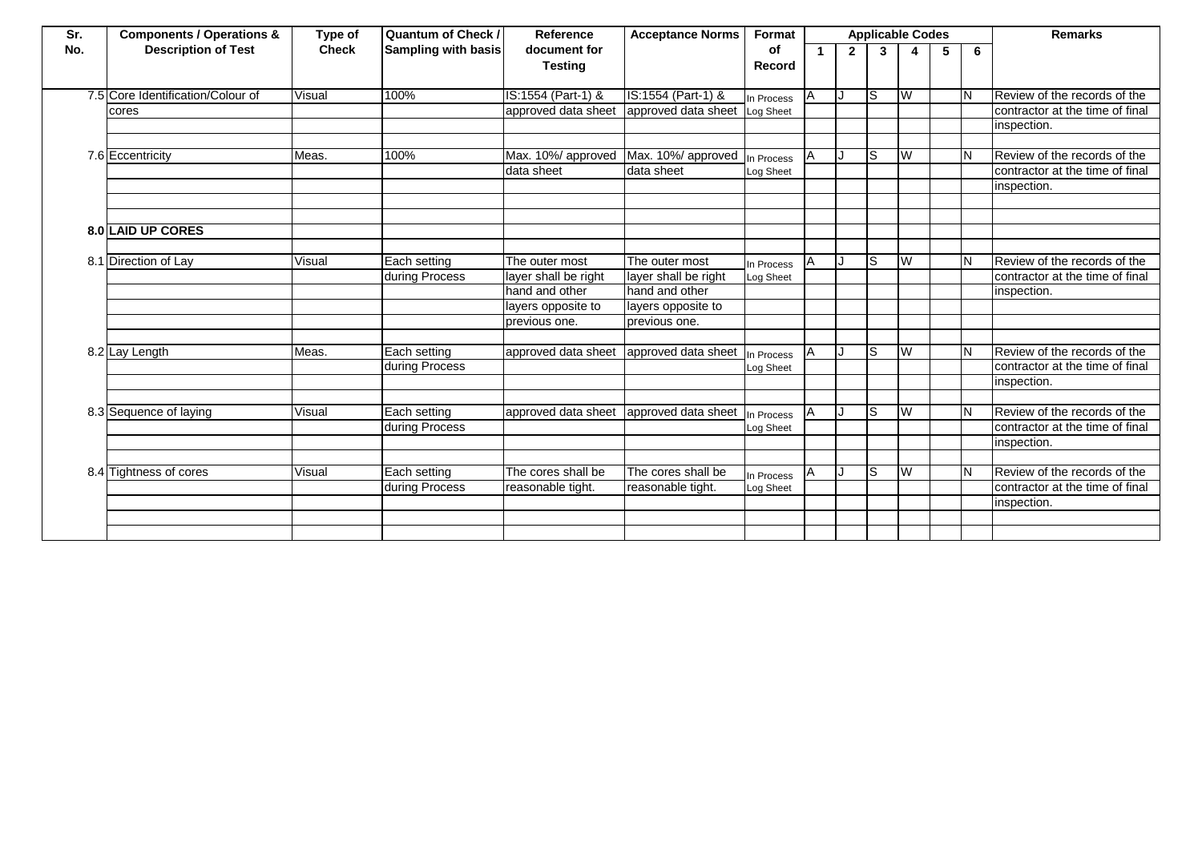| Sr. No. | Components / Operations & Description of Test | Type of Check | Quantum of Check / Sampling with basis | Reference document for Testing | Acceptance Norms | Format of Record | Applicable Codes | | | | | | Remarks |
|---|---|---|---|---|---|---|---|---|---|---|---|---|---|
| | | | | | | | 1 | 2 | 3 | 4 | 5 | 6 | |
| 7.5 | Core Identification/Colour of cores | Visual | 100% | IS:1554 (Part-1) & approved data sheet | IS:1554 (Part-1) & approved data sheet | In Process Log Sheet | A | J | S | W | | N | Review of the records of the contractor at the time of final inspection. |
| 7.6 | Eccentricity | Meas. | 100% | Max. 10%/ approved data sheet | Max. 10%/ approved data sheet | In Process Log Sheet | A | J | S | W | | N | Review of the records of the contractor at the time of final inspection. |
| **8.0** | **LAID UP CORES** | | | | | | | | | | | | |
| 8.1 | Direction of Lay | Visual | Each setting during Process | The outer most layer shall be right hand and other layers opposite to previous one. | The outer most layer shall be right hand and other layers opposite to previous one. | In Process Log Sheet | A | J | S | W | | N | Review of the records of the contractor at the time of final inspection. |
| 8.2 | Lay Length | Meas. | Each setting during Process | approved data sheet | approved data sheet | In Process Log Sheet | A | J | S | W | | N | Review of the records of the contractor at the time of final inspection. |
| 8.3 | Sequence of laying | Visual | Each setting during Process | approved data sheet | approved data sheet | In Process Log Sheet | A | J | S | W | | N | Review of the records of the contractor at the time of final inspection. |
| 8.4 | Tightness of cores | Visual | Each setting during Process | The cores shall be reasonable tight. | The cores shall be reasonable tight. | In Process Log Sheet | A | J | S | W | | N | Review of the records of the contractor at the time of final inspection. |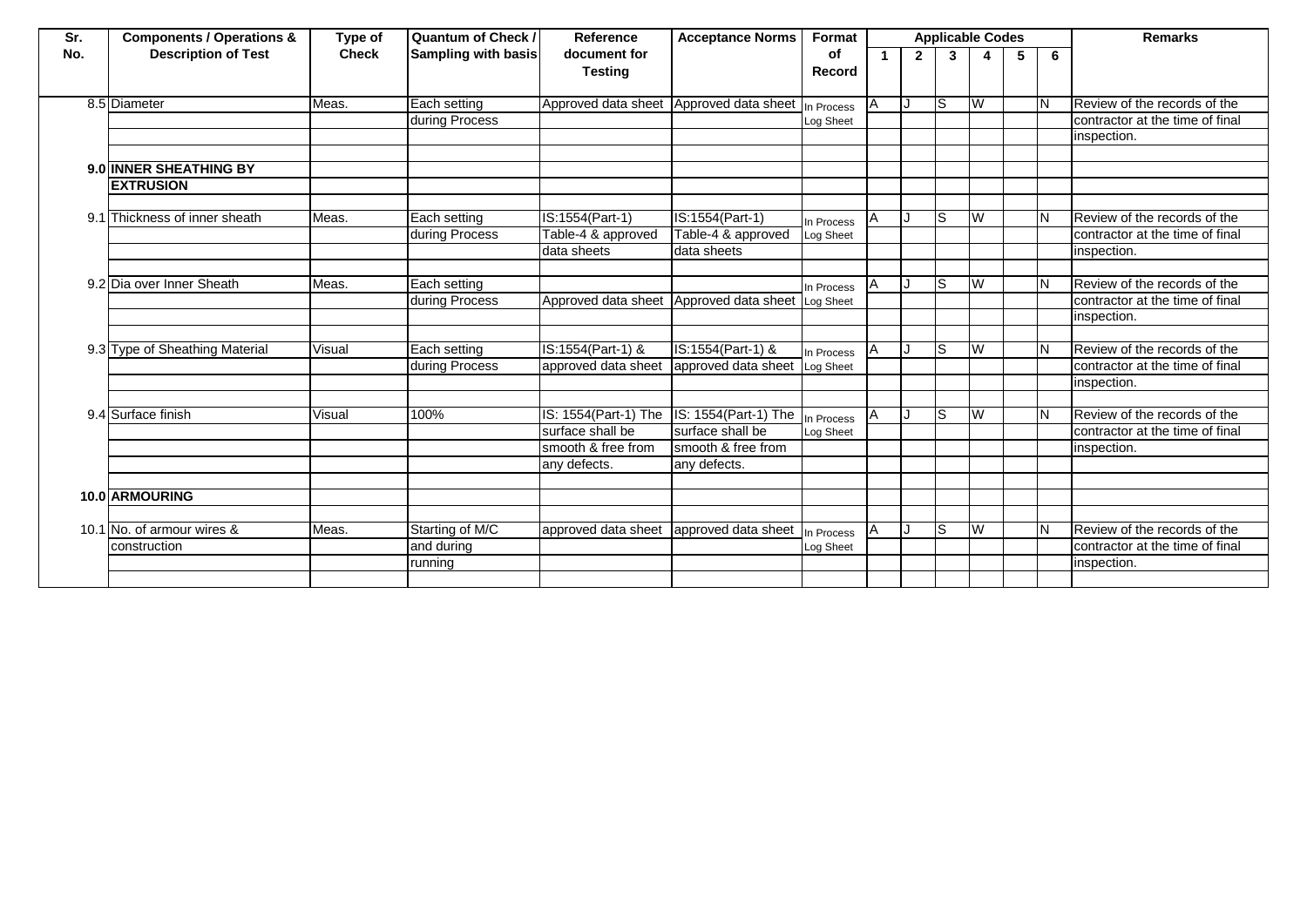| Sr. No. | Components / Operations & Description of Test | Type of Check | Quantum of Check / Sampling with basis | Reference document for Testing | Acceptance Norms | Format of Record | Applicable Codes | | | | | | Remarks |
|---|---|---|---|---|---|---|---|---|---|---|---|---|---|
| | | | | | | | 1 | 2 | 3 | 4 | 5 | 6 | |
| 8.5 | Diameter | Meas. | Each setting during Process | Approved data sheet | Approved data sheet | In Process Log Sheet | A | J | S | W | | N | Review of the records of the contractor at the time of final inspection. |
| 9.0 | **INNER SHEATHING BY EXTRUSION** | | | | | | | | | | | | |
| 9.1 | Thickness of inner sheath | Meas. | Each setting during Process | IS:1554(Part-1) Table-4 & approved data sheets | IS:1554(Part-1) Table-4 & approved data sheets | In Process Log Sheet | A | J | S | W | | N | Review of the records of the contractor at the time of final inspection. |
| 9.2 | Dia over Inner Sheath | Meas. | Each setting during Process | Approved data sheet | Approved data sheet | In Process Log Sheet | A | J | S | W | | N | Review of the records of the contractor at the time of final inspection. |
| 9.3 | Type of Sheathing Material | Visual | Each setting during Process | IS:1554(Part-1) & approved data sheet | IS:1554(Part-1) & approved data sheet | In Process Log Sheet | A | J | S | W | | N | Review of the records of the contractor at the time of final inspection. |
| 9.4 | Surface finish | Visual | 100% | IS: 1554(Part-1) The surface shall be smooth & free from any defects. | IS: 1554(Part-1) The surface shall be smooth & free from any defects. | In Process Log Sheet | A | J | S | W | | N | Review of the records of the contractor at the time of final inspection. |
| 10.0 | **ARMOURING** | | | | | | | | | | | | |
| 10.1 | No. of armour wires & construction | Meas. | Starting of M/C and during running | approved data sheet | approved data sheet | In Process Log Sheet | A | J | S | W | | N | Review of the records of the contractor at the time of final inspection. |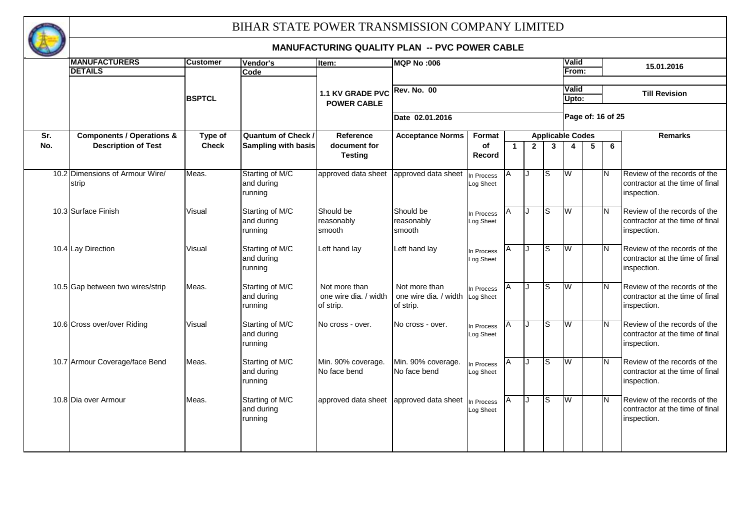# BIHAR STATE POWER TRANSMISSION COMPANY LIMITED

## MANUFACTURING QUALITY PLAN -- PVC POWER CABLE

| MANUFACTURERS DETAILS | Customer | Vendor's Code | Item: | MQP No :006 | Valid From: | 15.01.2016 |
|---|---|---|---|---|---|---|
| | BSPTCL | | 1.1 KV GRADE PVC POWER CABLE | Rev. No. 00 | Valid Upto: | Till Revision |
| | | | | Date 02.01.2016 | Page of: 16 of 25 | |

| Sr. No. | Components / Operations & Description of Test | Type of Check | Quantum of Check / Sampling with basis | Reference document for Testing | Acceptance Norms | Format of Record | Applicable Codes 1 | 2 | 3 | 4 | 5 | 6 | Remarks |
|---|---|---|---|---|---|---|---|---|---|---|---|---|---|
| 10.2 | Dimensions of Armour Wire/ strip | Meas. | Starting of M/C and during running | approved data sheet | approved data sheet | In Process Log Sheet | A | J | S | W | | N | Review of the records of the contractor at the time of final inspection. |
| 10.3 | Surface Finish | Visual | Starting of M/C and during running | Should be reasonably smooth | Should be reasonably smooth | In Process Log Sheet | A | J | S | W | | N | Review of the records of the contractor at the time of final inspection. |
| 10.4 | Lay Direction | Visual | Starting of M/C and during running | Left hand lay | Left hand lay | In Process Log Sheet | A | J | S | W | | N | Review of the records of the contractor at the time of final inspection. |
| 10.5 | Gap between two wires/strip | Meas. | Starting of M/C and during running | Not more than one wire dia. / width of strip. | Not more than one wire dia. / width of strip. | In Process Log Sheet | A | J | S | W | | N | Review of the records of the contractor at the time of final inspection. |
| 10.6 | Cross over/over Riding | Visual | Starting of M/C and during running | No cross - over. | No cross - over. | In Process Log Sheet | A | J | S | W | | N | Review of the records of the contractor at the time of final inspection. |
| 10.7 | Armour Coverage/face Bend | Meas. | Starting of M/C and during running | Min. 90% coverage. No face bend | Min. 90% coverage. No face bend | In Process Log Sheet | A | J | S | W | | N | Review of the records of the contractor at the time of final inspection. |
| 10.8 | Dia over Armour | Meas. | Starting of M/C and during running | approved data sheet | approved data sheet | In Process Log Sheet | A | J | S | W | | N | Review of the records of the contractor at the time of final inspection. |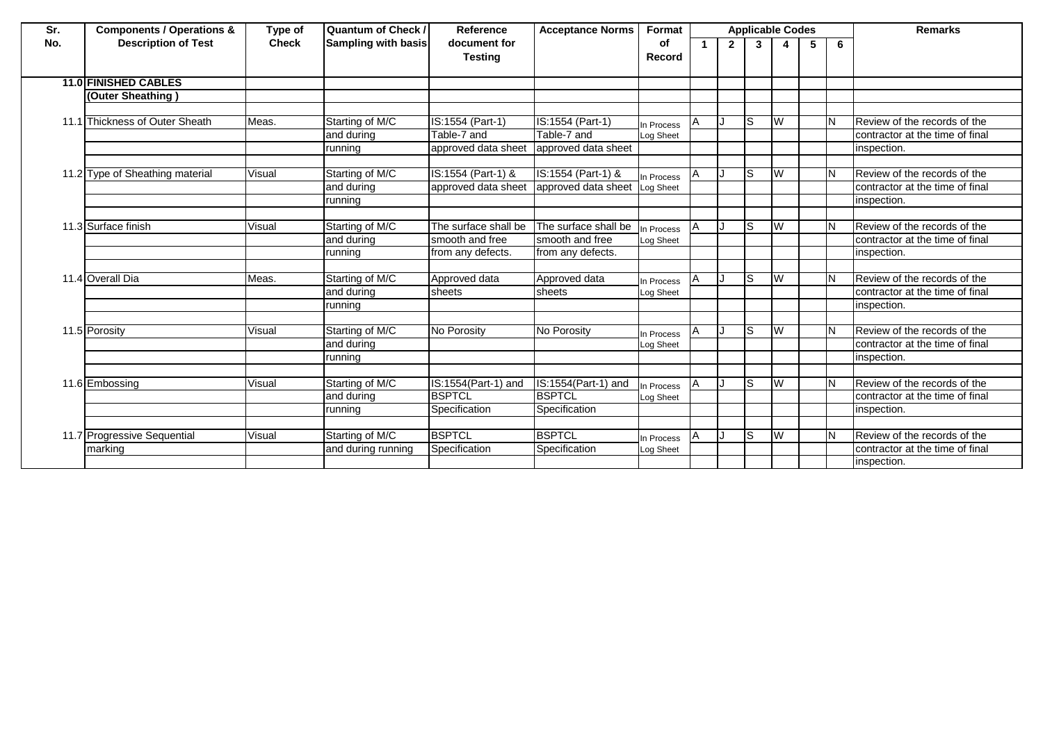| Sr. No. | Components / Operations & Description of Test | Type of Check | Quantum of Check / Sampling with basis | Reference document for Testing | Acceptance Norms | Format of Record | Applicable Codes | | | | | | Remarks |
|---|---|---|---|---|---|---|---|---|---|---|---|---|---|
| | | | | | | | 1 | 2 | 3 | 4 | 5 | 6 | |
| 11.0 | **FINISHED CABLES** | | | | | | | | | | | | |
| | **(Outer Sheathing )** | | | | | | | | | | | | |
| 11.1 | Thickness of Outer Sheath | Meas. | Starting of M/C and during running | IS:1554 (Part-1) Table-7 and approved data sheet | IS:1554 (Part-1) Table-7 and approved data sheet | In Process Log Sheet | A | J | S | W | | N | Review of the records of the contractor at the time of final inspection. |
| 11.2 | Type of Sheathing material | Visual | Starting of M/C and during running | IS:1554 (Part-1) & approved data sheet | IS:1554 (Part-1) & approved data sheet | In Process Log Sheet | A | J | S | W | | N | Review of the records of the contractor at the time of final inspection. |
| 11.3 | Surface finish | Visual | Starting of M/C and during running | The surface shall be smooth and free from any defects. | The surface shall be smooth and free from any defects. | In Process Log Sheet | A | J | S | W | | N | Review of the records of the contractor at the time of final inspection. |
| 11.4 | Overall Dia | Meas. | Starting of M/C and during running | Approved data sheets | Approved data sheets | In Process Log Sheet | A | J | S | W | | N | Review of the records of the contractor at the time of final inspection. |
| 11.5 | Porosity | Visual | Starting of M/C and during running | No Porosity | No Porosity | In Process Log Sheet | A | J | S | W | | N | Review of the records of the contractor at the time of final inspection. |
| 11.6 | Embossing | Visual | Starting of M/C and during running | IS:1554(Part-1) and BSPTCL Specification | IS:1554(Part-1) and BSPTCL Specification | In Process Log Sheet | A | J | S | W | | N | Review of the records of the contractor at the time of final inspection. |
| 11.7 | Progressive Sequential marking | Visual | Starting of M/C and during running | BSPTCL Specification | BSPTCL Specification | In Process Log Sheet | A | J | S | W | | N | Review of the records of the contractor at the time of final inspection. |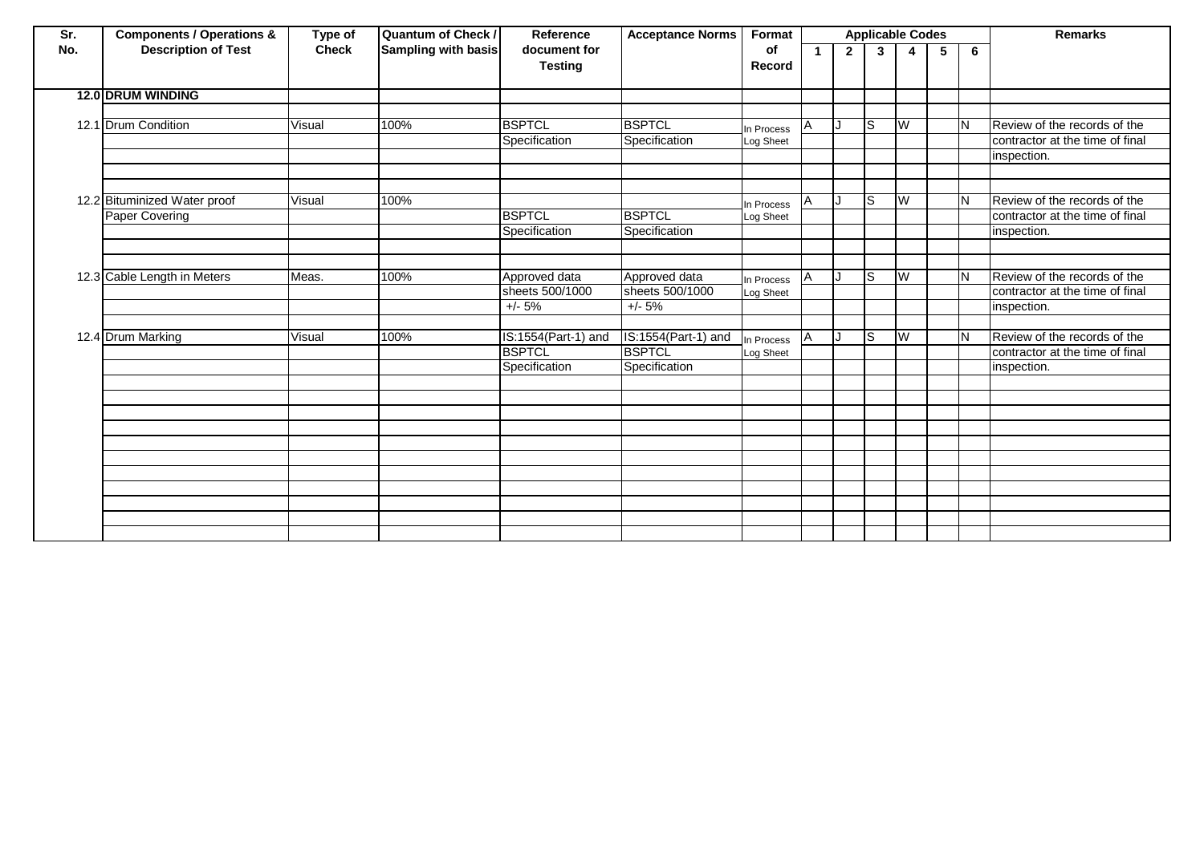| Sr. No. | Components / Operations & Description of Test | Type of Check | Quantum of Check / Sampling with basis | Reference document for Testing | Acceptance Norms | Format of Record | Applicable Codes | | | | | | Remarks |
|---|---|---|---|---|---|---|---|---|---|---|---|---|---|
| | | | | | | | 1 | 2 | 3 | 4 | 5 | 6 | |
| 12.0 | **DRUM WINDING** | | | | | | | | | | | | |
| 12.1 | Drum Condition | Visual | 100% | BSPTCL Specification | BSPTCL Specification | In Process Log Sheet | A | J | S | W | | N | Review of the records of the contractor at the time of final inspection. |
| 12.2 | Bituminized Water proof Paper Covering | Visual | 100% | BSPTCL Specification | BSPTCL Specification | In Process Log Sheet | A | J | S | W | | N | Review of the records of the contractor at the time of final inspection. |
| 12.3 | Cable Length in Meters | Meas. | 100% | Approved data sheets 500/1000 +/- 5% | Approved data sheets 500/1000 +/- 5% | In Process Log Sheet | A | J | S | W | | N | Review of the records of the contractor at the time of final inspection. |
| 12.4 | Drum Marking | Visual | 100% | IS:1554(Part-1) and BSPTCL Specification | IS:1554(Part-1) and BSPTCL Specification | In Process Log Sheet | A | J | S | W | | N | Review of the records of the contractor at the time of final inspection. |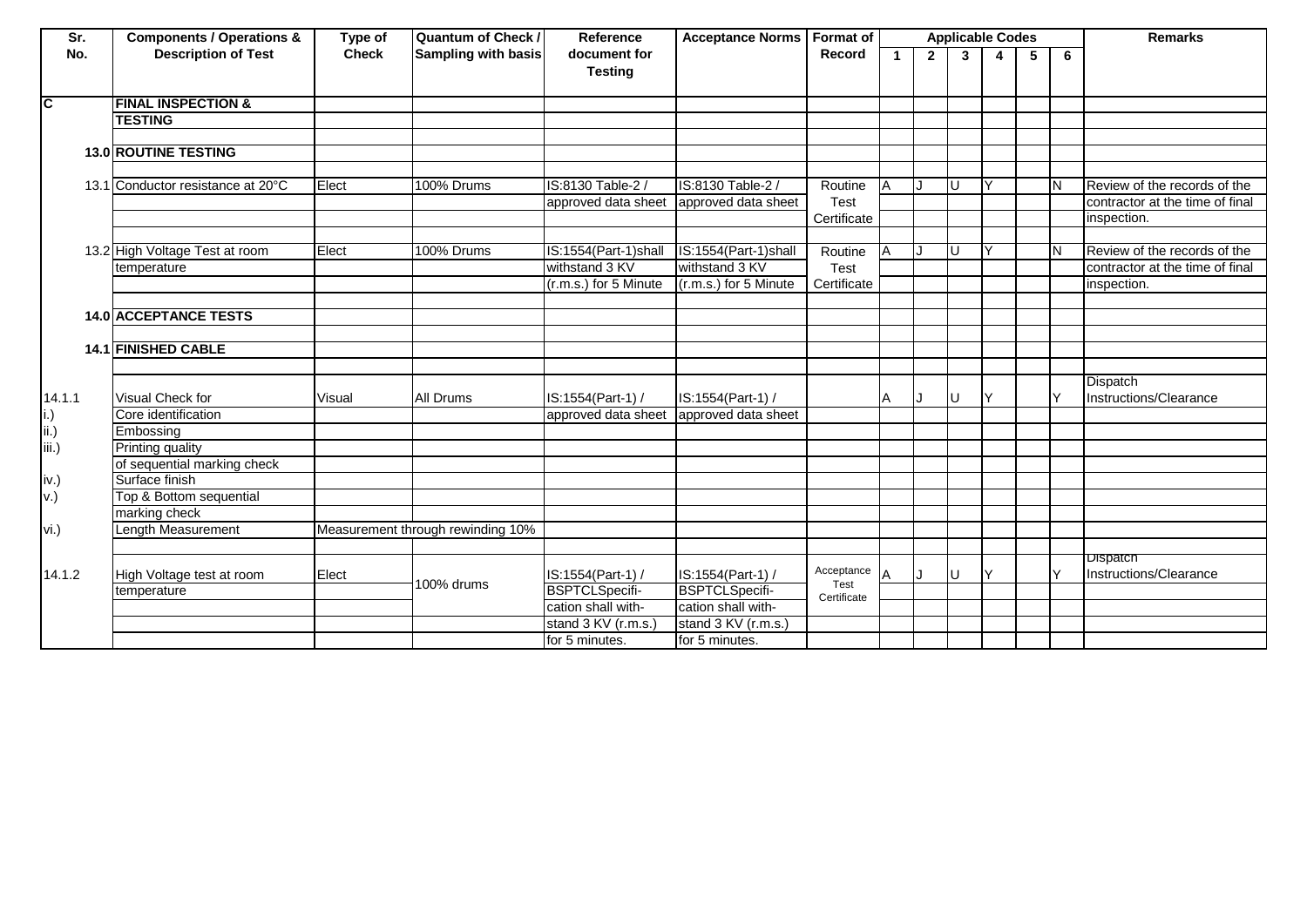| Sr. No. | Components / Operations & Description of Test | Type of Check | Quantum of Check / Sampling with basis | Reference document for Testing | Acceptance Norms | Format of Record | Applicable Codes | | | | | | Remarks |
|---|---|---|---|---|---|---|---|---|---|---|---|---|---|
| | | | | | | | 1 | 2 | 3 | 4 | 5 | 6 | |
| C | FINAL INSPECTION & | | | | | | | | | | | | |
| | TESTING | | | | | | | | | | | | |
| | | | | | | | | | | | | | |
| | 13.0 ROUTINE TESTING | | | | | | | | | | | | |
| | | | | | | | | | | | | | |
| | 13.1 Conductor resistance at 20°C | Elect | 100% Drums | IS:8130 Table-2 / | IS:8130 Table-2 / | Routine | A | J | U | Y | | N | Review of the records of the |
| | | | | approved data sheet | approved data sheet | Test | | | | | | | contractor at the time of final |
| | | | | | | Certificate | | | | | | | inspection. |
| | | | | | | | | | | | | | |
| | 13.2 High Voltage Test at room | Elect | 100% Drums | IS:1554(Part-1)shall | IS:1554(Part-1)shall | Routine | A | J | U | Y | | N | Review of the records of the |
| | temperature | | | withstand 3 KV | withstand 3 KV | Test | | | | | | | contractor at the time of final |
| | | | | (r.m.s.) for 5 Minute | (r.m.s.) for 5 Minute | Certificate | | | | | | | inspection. |
| | | | | | | | | | | | | | |
| | 14.0 ACCEPTANCE TESTS | | | | | | | | | | | | |
| | | | | | | | | | | | | | |
| | 14.1 FINISHED CABLE | | | | | | | | | | | | |
| | | | | | | | | | | | | | |
| 14.1.1 | Visual Check for | Visual | All Drums | IS:1554(Part-1) / | IS:1554(Part-1) / | | A | J | U | Y | | Y | Dispatch Instructions/Clearance |
| i.) | Core identification | | | approved data sheet | approved data sheet | | | | | | | | |
| ii.) | Embossing | | | | | | | | | | | | |
| iii.) | Printing quality | | | | | | | | | | | | |
| | of sequential marking check | | | | | | | | | | | | |
| iv.) | Surface finish | | | | | | | | | | | | |
| v.) | Top & Bottom sequential | | | | | | | | | | | | |
| | marking check | | | | | | | | | | | | |
| vi.) | Length Measurement | Measurement through rewinding 10% | | | | | | | | | | | |
| | | | | | | | | | | | | | |
| 14.1.2 | High Voltage test at room | Elect | 100% drums | IS:1554(Part-1) / | IS:1554(Part-1) / | Acceptance Test Certificate | A | J | U | Y | | Y | Dispatch Instructions/Clearance |
| | temperature | | | BSPTCLSpecifi- | BSPTCLSpecifi- | | | | | | | | |
| | | | | cation shall with- | cation shall with- | | | | | | | | |
| | | | | stand 3 KV (r.m.s.) | stand 3 KV (r.m.s.) | | | | | | | | |
| | | | | for 5 minutes. | for 5 minutes. | | | | | | | | |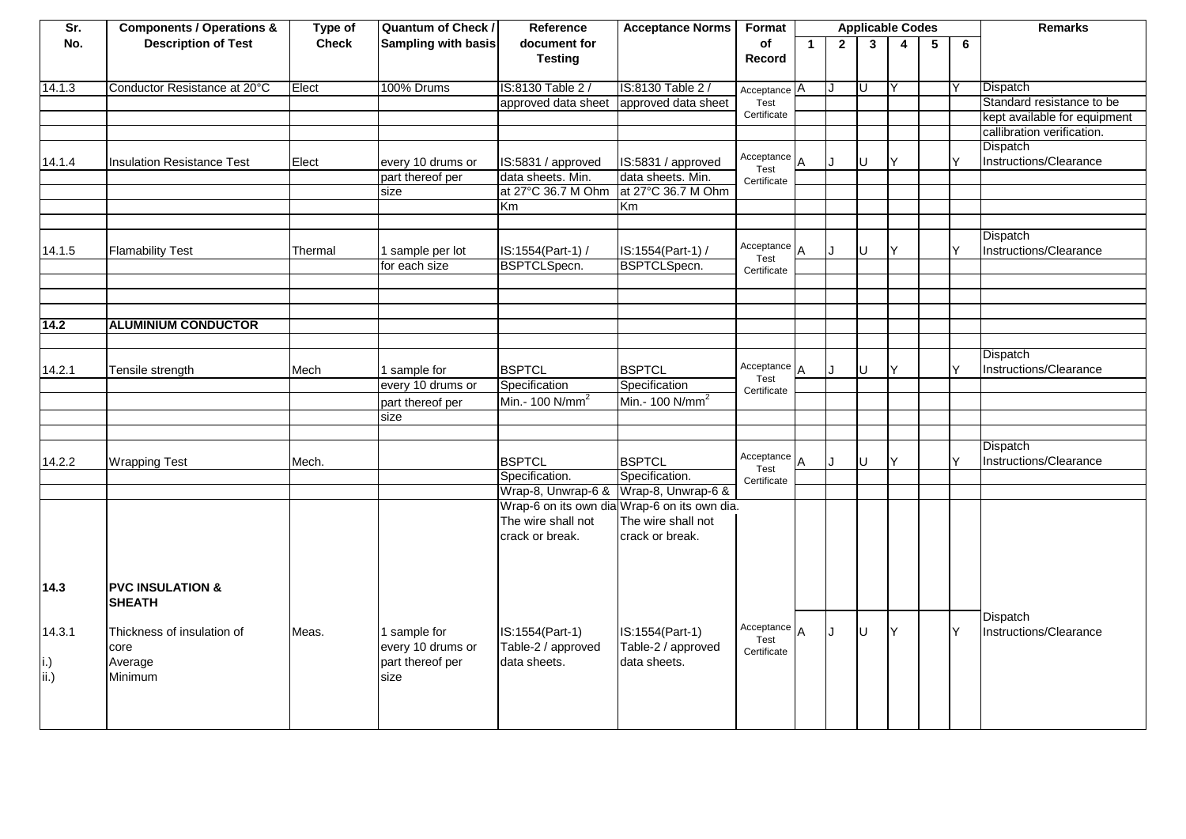| Sr. No. | Components / Operations & Description of Test | Type of Check | Quantum of Check / Sampling with basis | Reference document for Testing | Acceptance Norms | Format of Record | Applicable Codes 1 | 2 | 3 | 4 | 5 | 6 | Remarks |
|---|---|---|---|---|---|---|---|---|---|---|---|---|---|
| 14.1.3 | Conductor Resistance at 20°C | Elect | 100% Drums | IS:8130 Table 2 / approved data sheet | IS:8130 Table 2 / approved data sheet | Acceptance Test Certificate | A | J | U | Y | | Y | Dispatch Standard resistance to be kept available for equipment callibration verification. |
| 14.1.4 | Insulation Resistance Test | Elect | every 10 drums or part thereof per size | IS:5831 / approved data sheets. Min. at 27°C 36.7 M Ohm Km | IS:5831 / approved data sheets. Min. at 27°C 36.7 M Ohm Km | Acceptance Test Certificate | A | J | U | Y | | Y | Dispatch Instructions/Clearance |
| 14.1.5 | Flamability Test | Thermal | 1 sample per lot for each size | IS:1554(Part-1) / BSPTCLSpecn. | IS:1554(Part-1) / BSPTCLSpecn. | Acceptance Test Certificate | A | J | U | Y | | Y | Dispatch Instructions/Clearance |
| **14.2** | **ALUMINIUM CONDUCTOR** | | | | | | | | | | | | |
| 14.2.1 | Tensile strength | Mech | 1 sample for every 10 drums or part thereof per size | BSPTCL Specification Min.- 100 N/mm$^2$ | BSPTCL Specification Min.- 100 N/mm$^2$ | Acceptance Test Certificate | A | J | U | Y | | Y | Dispatch Instructions/Clearance |
| 14.2.2 | Wrapping Test | Mech. | | BSPTCL Specification. Wrap-8, Unwrap-6 & Wrap-6 on its own dia The wire shall not crack or break. | BSPTCL Specification. Wrap-8, Unwrap-6 & Wrap-6 on its own dia. The wire shall not crack or break. | Acceptance Test Certificate | A | J | U | Y | | Y | Dispatch Instructions/Clearance |
| **14.3** | **PVC INSULATION & SHEATH** | | | | | | | | | | | | |
| 14.3.1 | Thickness of insulation of core | Meas. | 1 sample for every 10 drums or part thereof per size | IS:1554(Part-1) Table-2 / approved data sheets. | IS:1554(Part-1) Table-2 / approved data sheets. | Acceptance Test Certificate | A | J | U | Y | | Y | Dispatch Instructions/Clearance |
| i.) | Average | | | | | | | | | | | | |
| ii.) | Minimum | | | | | | | | | | | | |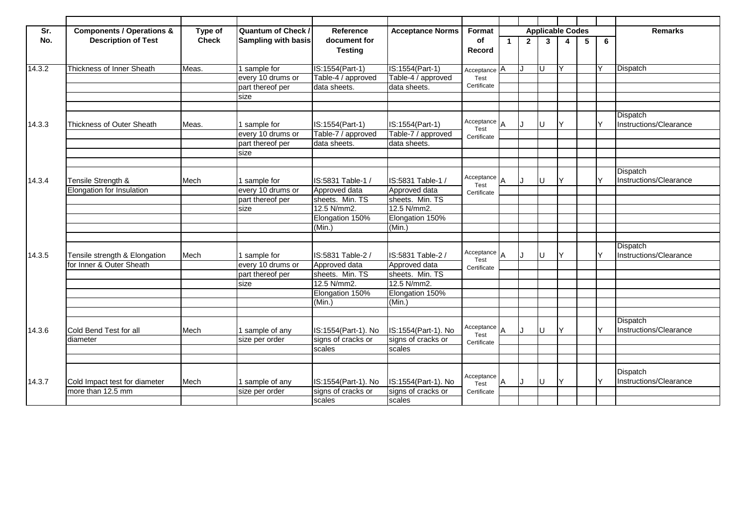| Sr. No. | Components / Operations & Description of Test | Type of Check | Quantum of Check / Sampling with basis | Reference document for Testing | Acceptance Norms | Format of Record | Applicable Codes | | | | | | Remarks |
|---|---|---|---|---|---|---|---|---|---|---|---|---|---|
| | | | | | | | 1 | 2 | 3 | 4 | 5 | 6 | |
| 14.3.2 | Thickness of Inner Sheath | Meas. | 1 sample for every 10 drums or part thereof per size | IS:1554(Part-1) Table-4 / approved data sheets. | IS:1554(Part-1) Table-4 / approved data sheets. | Acceptance Test Certificate | A | J | U | Y | | Y | Dispatch |
| 14.3.3 | Thickness of Outer Sheath | Meas. | 1 sample for every 10 drums or part thereof per size | IS:1554(Part-1) Table-7 / approved data sheets. | IS:1554(Part-1) Table-7 / approved data sheets. | Acceptance Test Certificate | A | J | U | Y | | Y | Dispatch Instructions/Clearance |
| 14.3.4 | Tensile Strength & Elongation for Insulation | Mech | 1 sample for every 10 drums or part thereof per size | IS:5831 Table-1 / Approved data sheets. Min. TS 12.5 N/mm2. Elongation 150% (Min.) | IS:5831 Table-1 / Approved data sheets. Min. TS 12.5 N/mm2. Elongation 150% (Min.) | Acceptance Test Certificate | A | J | U | Y | | Y | Dispatch Instructions/Clearance |
| 14.3.5 | Tensile strength & Elongation for Inner & Outer Sheath | Mech | 1 sample for every 10 drums or part thereof per size | IS:5831 Table-2 / Approved data sheets. Min. TS 12.5 N/mm2. Elongation 150% (Min.) | IS:5831 Table-2 / Approved data sheets. Min. TS 12.5 N/mm2. Elongation 150% (Min.) | Acceptance Test Certificate | A | J | U | Y | | Y | Dispatch Instructions/Clearance |
| 14.3.6 | Cold Bend Test for all diameter | Mech | 1 sample of any size per order | IS:1554(Part-1). No signs of cracks or scales | IS:1554(Part-1). No signs of cracks or scales | Acceptance Test Certificate | A | J | U | Y | | Y | Dispatch Instructions/Clearance |
| 14.3.7 | Cold Impact test for diameter more than 12.5 mm | Mech | 1 sample of any size per order | IS:1554(Part-1). No signs of cracks or scales | IS:1554(Part-1). No signs of cracks or scales | Acceptance Test Certificate | A | J | U | Y | | Y | Dispatch Instructions/Clearance |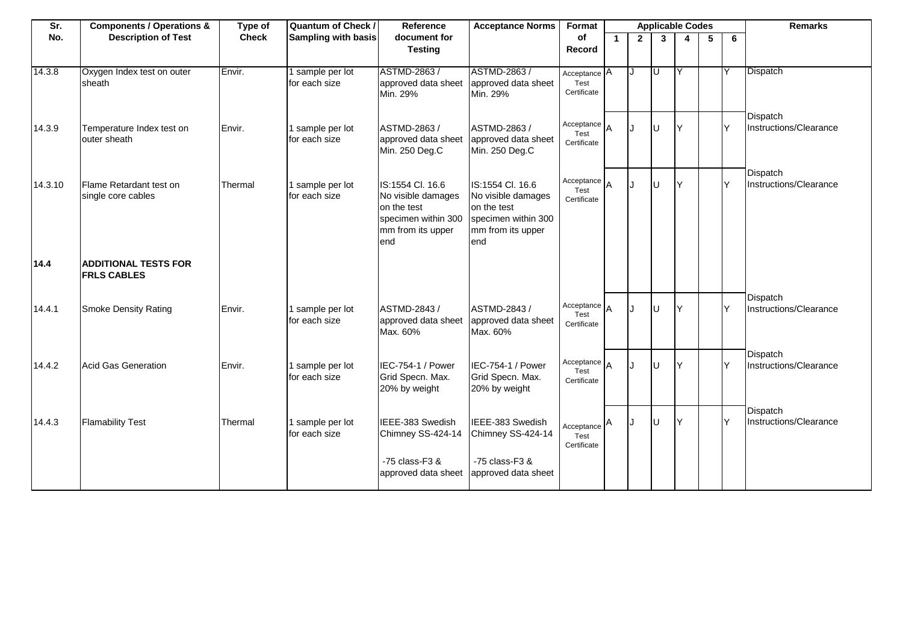| Sr. No. | Components / Operations & Description of Test | Type of Check | Quantum of Check / Sampling with basis | Reference document for Testing | Acceptance Norms | Format of Record | Applicable Codes | | | | | | Remarks |
|---|---|---|---|---|---|---|---|---|---|---|---|---|---|
| | | | | | | | 1 | 2 | 3 | 4 | 5 | 6 | |
| 14.3.8 | Oxygen Index test on outer sheath | Envir. | 1 sample per lot for each size | ASTMD-2863 / approved data sheet Min. 29% | ASTMD-2863 / approved data sheet Min. 29% | Acceptance Test Certificate | A | J | U | Y | | Y | Dispatch |
| 14.3.9 | Temperature Index test on outer sheath | Envir. | 1 sample per lot for each size | ASTMD-2863 / approved data sheet Min. 250 Deg.C | ASTMD-2863 / approved data sheet Min. 250 Deg.C | Acceptance Test Certificate | A | J | U | Y | | Y | Dispatch Instructions/Clearance |
| 14.3.10 | Flame Retardant test on single core cables | Thermal | 1 sample per lot for each size | IS:1554 Cl. 16.6 No visible damages on the test specimen within 300 mm from its upper end | IS:1554 Cl. 16.6 No visible damages on the test specimen within 300 mm from its upper end | Acceptance Test Certificate | A | J | U | Y | | Y | Dispatch Instructions/Clearance |
| **14.4** | **ADDITIONAL TESTS FOR FRLS CABLES** | | | | | | | | | | | | |
| 14.4.1 | Smoke Density Rating | Envir. | 1 sample per lot for each size | ASTMD-2843 / approved data sheet Max. 60% | ASTMD-2843 / approved data sheet Max. 60% | Acceptance Test Certificate | A | J | U | Y | | Y | Dispatch Instructions/Clearance |
| 14.4.2 | Acid Gas Generation | Envir. | 1 sample per lot for each size | IEC-754-1 / Power Grid Specn. Max. 20% by weight | IEC-754-1 / Power Grid Specn. Max. 20% by weight | Acceptance Test Certificate | A | J | U | Y | | Y | Dispatch Instructions/Clearance |
| 14.4.3 | Flamability Test | Thermal | 1 sample per lot for each size | IEEE-383 Swedish Chimney SS-424-14 -75 class-F3 & approved data sheet | IEEE-383 Swedish Chimney SS-424-14 -75 class-F3 & approved data sheet | Acceptance Test Certificate | A | J | U | Y | | Y | Dispatch Instructions/Clearance |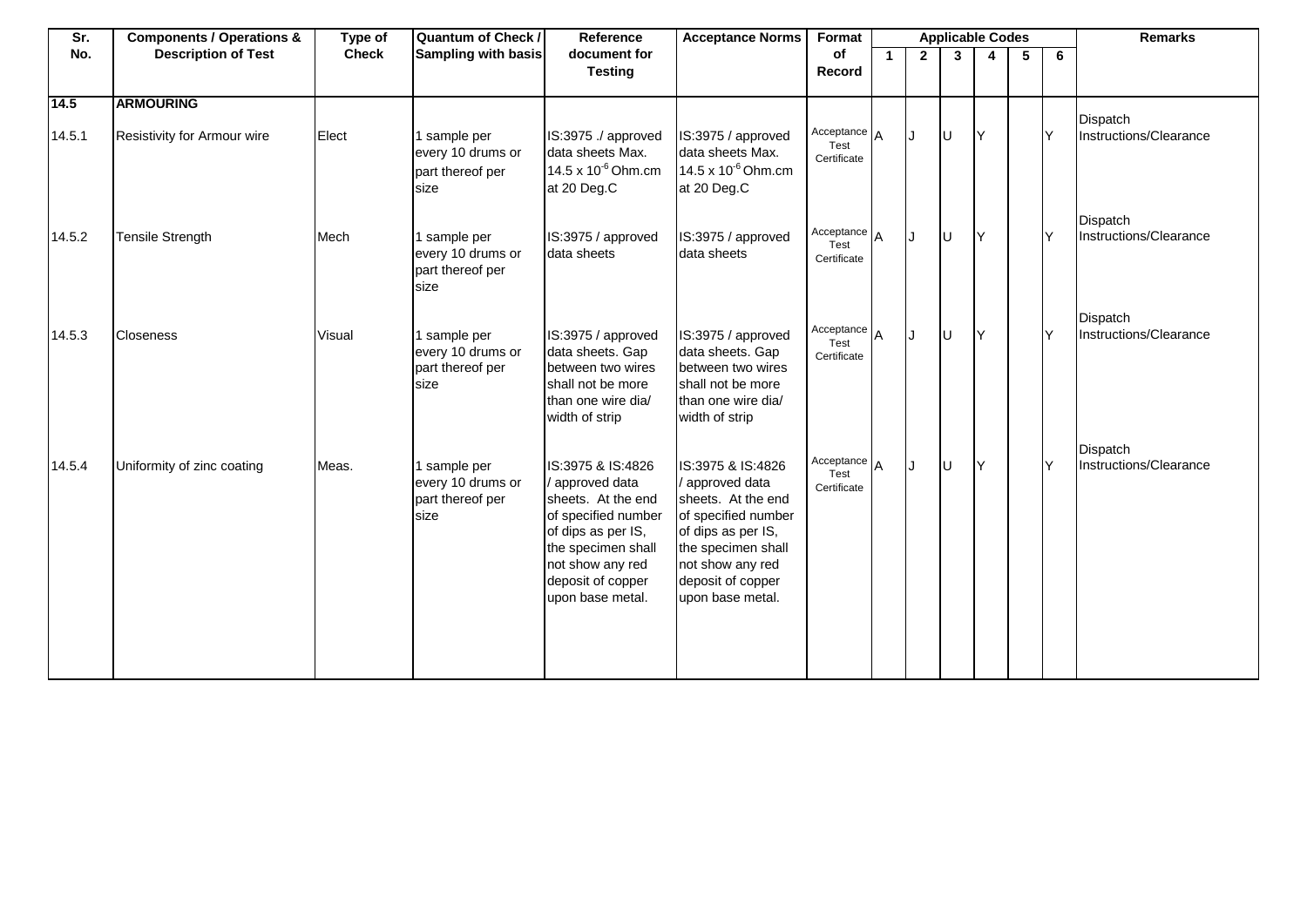| Sr. No. | Components / Operations & Description of Test | Type of Check | Quantum of Check / Sampling with basis | Reference document for Testing | Acceptance Norms | Format of Record | Applicable Codes | | | | | | Remarks |
|---|---|---|---|---|---|---|---|---|---|---|---|---|---|
| | | | | | | | 1 | 2 | 3 | 4 | 5 | 6 | |
| **14.5** | **ARMOURING** | | | | | | | | | | | | |
| 14.5.1 | Resistivity for Armour wire | Elect | 1 sample per every 10 drums or part thereof per size | IS:3975 ./ approved data sheets Max. $14.5 \times 10^{-6}$ Ohm.cm at 20 Deg.C | IS:3975 / approved data sheets Max. $14.5 \times 10^{-6}$ Ohm.cm at 20 Deg.C | Acceptance Test Certificate | A | J | U | Y | | Y | Dispatch Instructions/Clearance |
| 14.5.2 | Tensile Strength | Mech | 1 sample per every 10 drums or part thereof per size | IS:3975 / approved data sheets | IS:3975 / approved data sheets | Acceptance Test Certificate | A | J | U | Y | | Y | Dispatch Instructions/Clearance |
| 14.5.3 | Closeness | Visual | 1 sample per every 10 drums or part thereof per size | IS:3975 / approved data sheets. Gap between two wires shall not be more than one wire dia/ width of strip | IS:3975 / approved data sheets. Gap between two wires shall not be more than one wire dia/ width of strip | Acceptance Test Certificate | A | J | U | Y | | Y | Dispatch Instructions/Clearance |
| 14.5.4 | Uniformity of zinc coating | Meas. | 1 sample per every 10 drums or part thereof per size | IS:3975 & IS:4826 / approved data sheets. At the end of specified number of dips as per IS, the specimen shall not show any red deposit of copper upon base metal. | IS:3975 & IS:4826 / approved data sheets. At the end of specified number of dips as per IS, the specimen shall not show any red deposit of copper upon base metal. | Acceptance Test Certificate | A | J | U | Y | | Y | Dispatch Instructions/Clearance |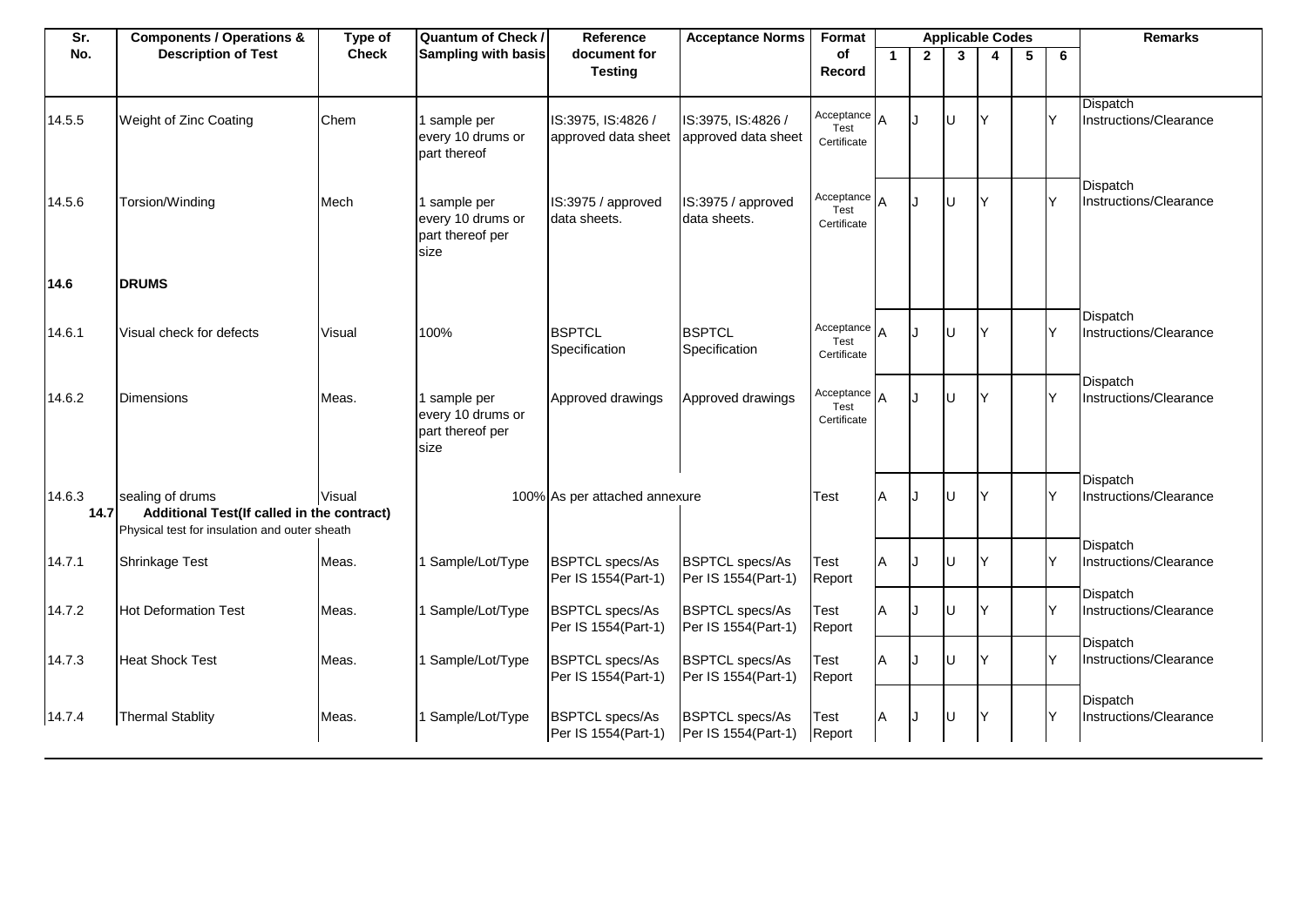| Sr. No. | Components / Operations & Description of Test | Type of Check | Quantum of Check / Sampling with basis | Reference document for Testing | Acceptance Norms | Format of Record | Applicable Codes | | | | | | Remarks |
|---|---|---|---|---|---|---|---|---|---|---|---|---|---|
| | | | | | | | 1 | 2 | 3 | 4 | 5 | 6 | |
| 14.5.5 | Weight of Zinc Coating | Chem | 1 sample per every 10 drums or part thereof | IS:3975, IS:4826 / approved data sheet | IS:3975, IS:4826 / approved data sheet | Acceptance Test Certificate | A | J | U | Y | | Y | Dispatch Instructions/Clearance |
| 14.5.6 | Torsion/Winding | Mech | 1 sample per every 10 drums or part thereof per size | IS:3975 / approved data sheets. | IS:3975 / approved data sheets. | Acceptance Test Certificate | A | J | U | Y | | Y | Dispatch Instructions/Clearance |
| **14.6** | **DRUMS** | | | | | | | | | | | | |
| 14.6.1 | Visual check for defects | Visual | 100% | BSPTCL Specification | BSPTCL Specification | Acceptance Test Certificate | A | J | U | Y | | Y | Dispatch Instructions/Clearance |
| 14.6.2 | Dimensions | Meas. | 1 sample per every 10 drums or part thereof per size | Approved drawings | Approved drawings | Acceptance Test Certificate | A | J | U | Y | | Y | Dispatch Instructions/Clearance |
| 14.6.3 | sealing of drums | Visual | 100% | As per attached annexure | | Test | A | J | U | Y | | Y | Dispatch Instructions/Clearance |
| **14.7** | **Additional Test(If called in the contract)** Physical test for insulation and outer sheath | | | | | | | | | | | | |
| 14.7.1 | Shrinkage Test | Meas. | 1 Sample/Lot/Type | BSPTCL specs/As Per IS 1554(Part-1) | BSPTCL specs/As Per IS 1554(Part-1) | Test Report | A | J | U | Y | | Y | Dispatch Instructions/Clearance |
| 14.7.2 | Hot Deformation Test | Meas. | 1 Sample/Lot/Type | BSPTCL specs/As Per IS 1554(Part-1) | BSPTCL specs/As Per IS 1554(Part-1) | Test Report | A | J | U | Y | | Y | Dispatch Instructions/Clearance |
| 14.7.3 | Heat Shock Test | Meas. | 1 Sample/Lot/Type | BSPTCL specs/As Per IS 1554(Part-1) | BSPTCL specs/As Per IS 1554(Part-1) | Test Report | A | J | U | Y | | Y | Dispatch Instructions/Clearance |
| 14.7.4 | Thermal Stablity | Meas. | 1 Sample/Lot/Type | BSPTCL specs/As Per IS 1554(Part-1) | BSPTCL specs/As Per IS 1554(Part-1) | Test Report | A | J | U | Y | | Y | Dispatch Instructions/Clearance |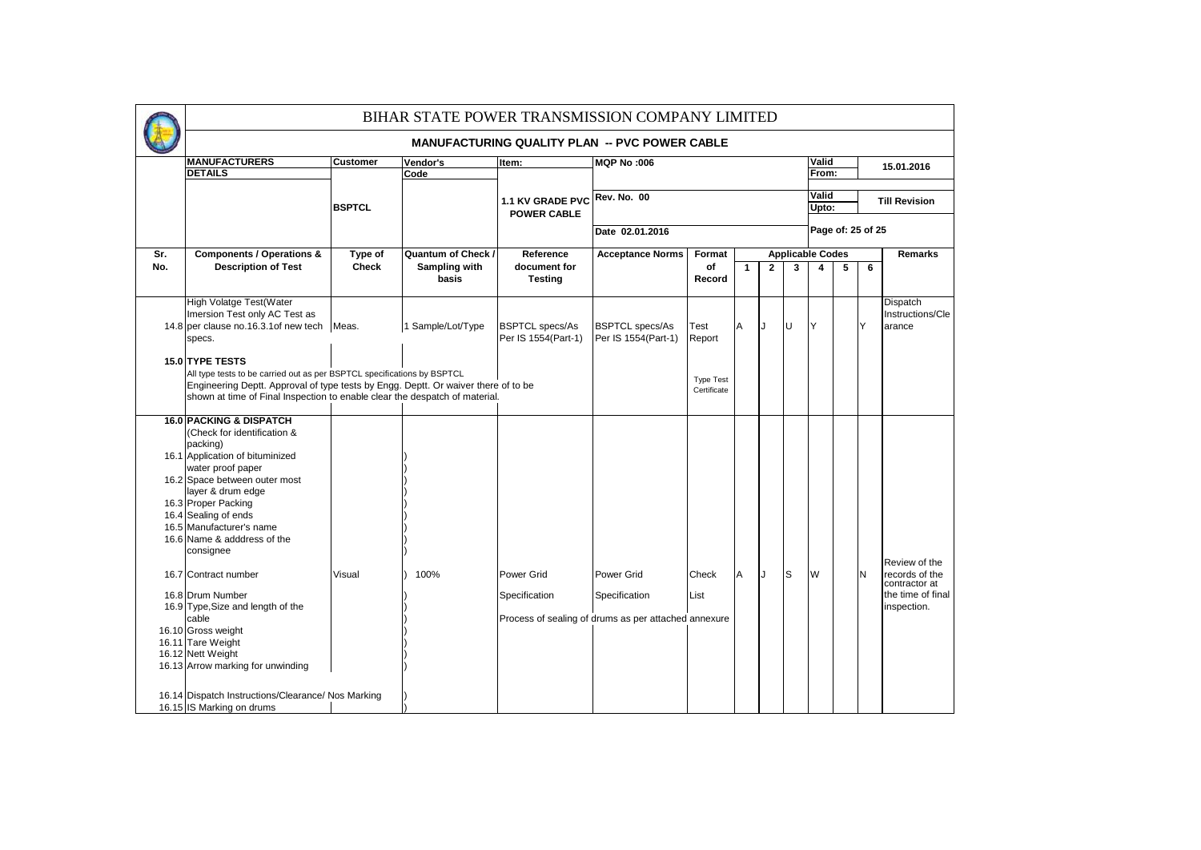# BIHAR STATE POWER TRANSMISSION COMPANY LIMITED

## MANUFACTURING QUALITY PLAN -- PVC POWER CABLE

| MANUFACTURERS DETAILS | Customer | Vendor's Code | Item: | MQP No :006 | Valid From: | 15.01.2016 |
|---|---|---|---|---|---|---|
| | BSPTCL | | 1.1 KV GRADE PVC POWER CABLE | Rev. No. 00 | Valid Upto: | Till Revision |
| | | | | Date 02.01.2016 | Page of: 25 of 25 | |

| Sr. No. | Components / Operations & Description of Test | Type of Check | Quantum of Check / Sampling with basis | Reference document for Testing | Acceptance Norms | Format of Record | Applicable Codes 1 | 2 | 3 | 4 | 5 | 6 | Remarks |
|---|---|---|---|---|---|---|---|---|---|---|---|---|---|
| 14.8 | High Volatge Test(Water Imersion Test only AC Test as per clause no.16.3.1of new tech specs. | Meas. | 1 Sample/Lot/Type | BSPTCL specs/As Per IS 1554(Part-1) | BSPTCL specs/As Per IS 1554(Part-1) | Test Report | A | J | U | Y | | Y | Dispatch Instructions/Clearance |
| 15.0 | **TYPE TESTS** | | | | | | | | | | | | |
| | All type tests to be carried out as per BSPTCL specifications by BSPTCL Engineering Deptt. Approval of type tests by Engg. Deptt. Or waiver there of to be shown at time of Final Inspection to enable clear the despatch of material. | | | | | Type Test Certificate | | | | | | | |
| 16.0 | **PACKING & DISPATCH** (Check for identification & packing) | | | | | | | | | | | | |
| 16.1 | Application of bituminized water proof paper | Visual | 100% | Power Grid Specification | Power Grid Specification | Check List | A | J | S | W | | N | Review of the records of the contractor at the time of final inspection. |
| 16.2 | Space between outer most layer & drum edge | | | | | | | | | | | | |
| 16.3 | Proper Packing | | | | | | | | | | | | |
| 16.4 | Sealing of ends | | | | | | | | | | | | |
| 16.5 | Manufacturer's name | | | | | | | | | | | | |
| 16.6 | Name & adddress of the consignee | | | | | | | | | | | | |
| 16.7 | Contract number | | | | | | | | | | | | |
| 16.8 | Drum Number | | | | | | | | | | | | |
| 16.9 | Type,Size and length of the cable | | | Process of sealing of drums as per attached annexure | | | | | | | | | |
| 16.10 | Gross weight | | | | | | | | | | | | |
| 16.11 | Tare Weight | | | | | | | | | | | | |
| 16.12 | Nett Weight | | | | | | | | | | | | |
| 16.13 | Arrow marking for unwinding | | | | | | | | | | | | |
| 16.14 | Dispatch Instructions/Clearance/ Nos Marking | | | | | | | | | | | | |
| 16.15 | IS Marking on drums | | | | | | | | | | | | |